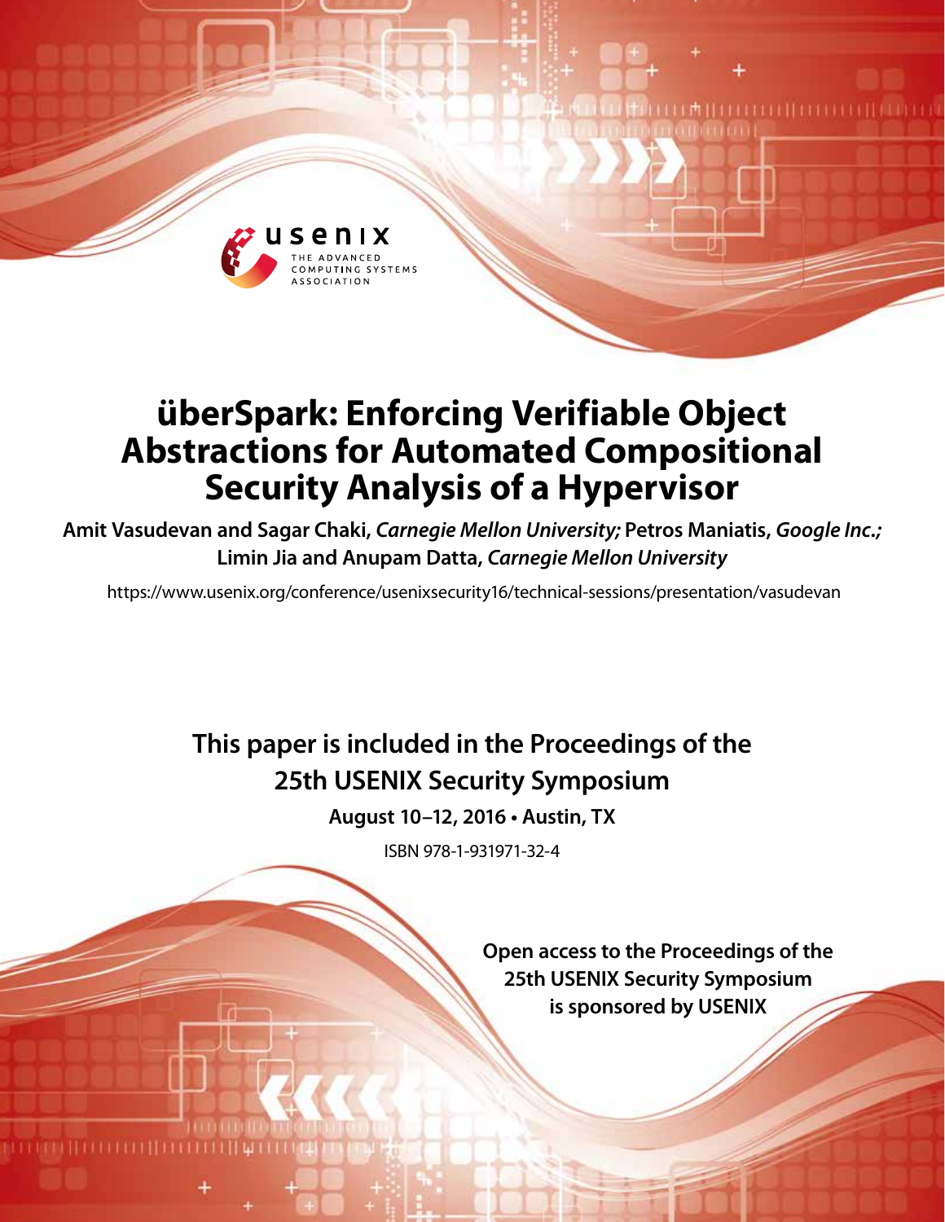# überSpark: Enforcing Verifiable Object Abstractions for Automated Compositional Security Analysis of a Hypervisor

**Amit Vasudevan and Sagar Chaki,** ***Carnegie Mellon University;*** **Petros Maniatis,** ***Google Inc.;*** **Limin Jia and Anupam Datta,** ***Carnegie Mellon University***

https://www.usenix.org/conference/usenixsecurity16/technical-sessions/presentation/vasudevan

**This paper is included in the Proceedings of the 25th USENIX Security Symposium**

**August 10–12, 2016 • Austin, TX**

ISBN 978-1-931971-32-4

**Open access to the Proceedings of the 25th USENIX Security Symposium is sponsored by USENIX**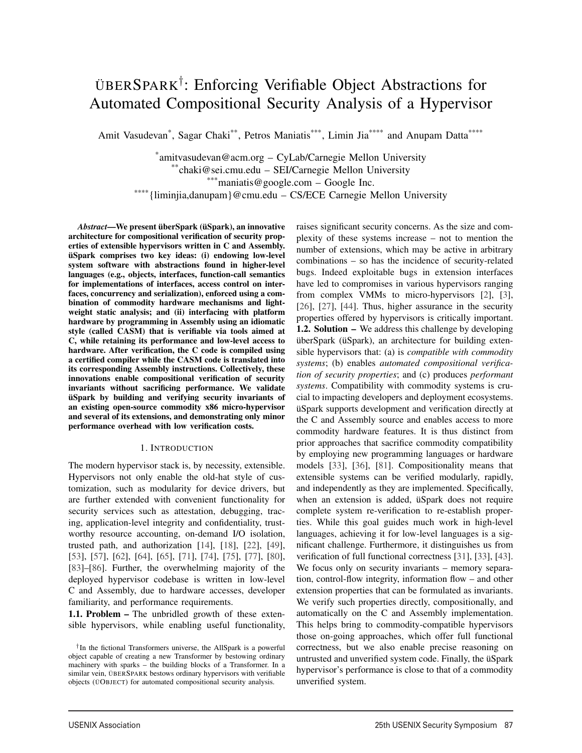# ÜBERSPARK[†]: Enforcing Verifiable Object Abstractions for Automated Compositional Security Analysis of a Hypervisor

Amit Vasudevan[*], Sagar Chaki[**], Petros Maniatis[***], Limin Jia[****] and Anupam Datta[****]

[*]amitvasudevan@acm.org – CyLab/Carnegie Mellon University
[**]chaki@sei.cmu.edu – SEI/Carnegie Mellon University
[***]maniatis@google.com – Google Inc.
[****]{liminjia,danupam}@cmu.edu – CS/ECE Carnegie Mellon University

***Abstract*—We present überSpark (üSpark), an innovative architecture for compositional verification of security properties of extensible hypervisors written in C and Assembly. üSpark comprises two key ideas: (i) endowing low-level system software with abstractions found in higher-level languages (e.g., objects, interfaces, function-call semantics for implementations of interfaces, access control on interfaces, concurrency and serialization), enforced using a combination of commodity hardware mechanisms and light-weight static analysis; and (ii) interfacing with platform hardware by programming in Assembly using an idiomatic style (called CASM) that is verifiable via tools aimed at C, while retaining its performance and low-level access to hardware. After verification, the C code is compiled using a certified compiler while the CASM code is translated into its corresponding Assembly instructions. Collectively, these innovations enable compositional verification of security invariants without sacrificing performance. We validate üSpark by building and verifying security invariants of an existing open-source commodity x86 micro-hypervisor and several of its extensions, and demonstrating only minor performance overhead with low verification costs.**

## 1. Introduction

The modern hypervisor stack is, by necessity, extensible. Hypervisors not only enable the old-hat style of customization, such as modularity for device drivers, but are further extended with convenient functionality for security services such as attestation, debugging, tracing, application-level integrity and confidentiality, trustworthy resource accounting, on-demand I/O isolation, trusted path, and authorization [14], [18], [22], [49], [53], [57], [62], [64], [65], [71], [74], [75], [77], [80], [83]–[86]. Further, the overwhelming majority of the deployed hypervisor codebase is written in low-level C and Assembly, due to hardware accesses, developer familiarity, and performance requirements.

**1.1. Problem –** The unbridled growth of these extensible hypervisors, while enabling useful functionality, raises significant security concerns. As the size and complexity of these systems increase – not to mention the number of extensions, which may be active in arbitrary combinations – so has the incidence of security-related bugs. Indeed exploitable bugs in extension interfaces have led to compromises in various hypervisors ranging from complex VMMs to micro-hypervisors [2], [3], [26], [27], [44]. Thus, higher assurance in the security properties offered by hypervisors is critically important.

**1.2. Solution –** We address this challenge by developing überSpark (üSpark), an architecture for building extensible hypervisors that: (a) is *compatible with commodity systems*; (b) enables *automated compositional verification of security properties*; and (c) produces *performant systems*. Compatibility with commodity systems is crucial to impacting developers and deployment ecosystems. üSpark supports development and verification directly at the C and Assembly source and enables access to more commodity hardware features. It is thus distinct from prior approaches that sacrifice commodity compatibility by employing new programming languages or hardware models [33], [36], [81]. Compositionality means that extensible systems can be verified modularly, rapidly, and independently as they are implemented. Specifically, when an extension is added, üSpark does not require complete system re-verification to re-establish properties. While this goal guides much work in high-level languages, achieving it for low-level languages is a significant challenge. Furthermore, it distinguishes us from verification of full functional correctness [31], [33], [43]. We focus only on security invariants – memory separation, control-flow integrity, information flow – and other extension properties that can be formulated as invariants. We verify such properties directly, compositionally, and automatically on the C and Assembly implementation. This helps bring to commodity-compatible hypervisors those on-going approaches, which offer full functional correctness, but we also enable precise reasoning on untrusted and unverified system code. Finally, the üSpark hypervisor's performance is close to that of a commodity unverified system.

[†]In the fictional Transformers universe, the AllSpark is a powerful object capable of creating a new Transformer by bestowing ordinary machinery with sparks – the building blocks of a Transformer. In a similar vein, ÜBERSPARK bestows ordinary hypervisors with verifiable objects (ÜOBJECT) for automated compositional security analysis.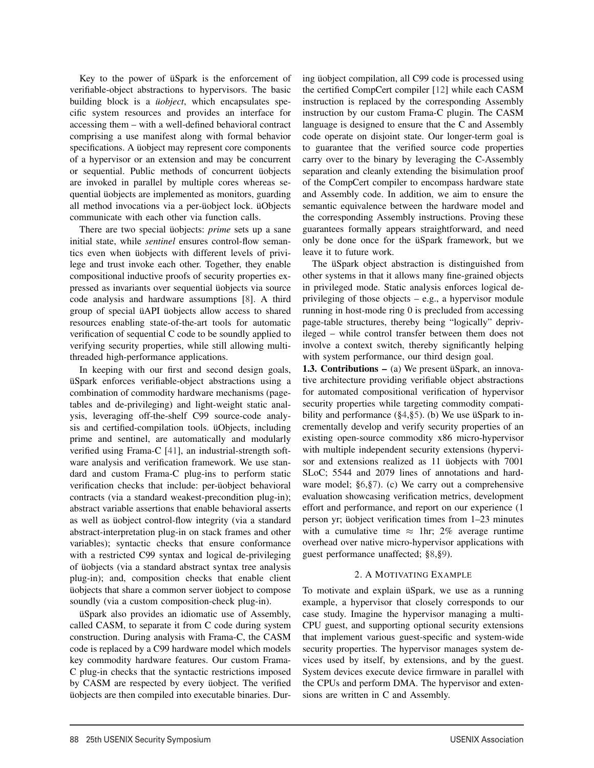Key to the power of üSpark is the enforcement of verifiable-object abstractions to hypervisors. The basic building block is a *üobject*, which encapsulates specific system resources and provides an interface for accessing them – with a well-defined behavioral contract comprising a use manifest along with formal behavior specifications. A üobject may represent core components of a hypervisor or an extension and may be concurrent or sequential. Public methods of concurrent üobjects are invoked in parallel by multiple cores whereas sequential üobjects are implemented as monitors, guarding all method invocations via a per-üobject lock. üObjects communicate with each other via function calls.

There are two special üobjects: *prime* sets up a sane initial state, while *sentinel* ensures control-flow semantics even when üobjects with different levels of privilege and trust invoke each other. Together, they enable compositional inductive proofs of security properties expressed as invariants over sequential üobjects via source code analysis and hardware assumptions [8]. A third group of special üAPI üobjects allow access to shared resources enabling state-of-the-art tools for automatic verification of sequential C code to be soundly applied to verifying security properties, while still allowing multi-threaded high-performance applications.

In keeping with our first and second design goals, üSpark enforces verifiable-object abstractions using a combination of commodity hardware mechanisms (page-tables and de-privileging) and light-weight static analysis, leveraging off-the-shelf C99 source-code analysis and certified-compilation tools. üObjects, including prime and sentinel, are automatically and modularly verified using Frama-C [41], an industrial-strength software analysis and verification framework. We use standard and custom Frama-C plug-ins to perform static verification checks that include: per-üobject behavioral contracts (via a standard weakest-precondition plug-in); abstract variable assertions that enable behavioral asserts as well as üobject control-flow integrity (via a standard abstract-interpretation plug-in on stack frames and other variables); syntactic checks that ensure conformance with a restricted C99 syntax and logical de-privileging of üobjects (via a standard abstract syntax tree analysis plug-in); and, composition checks that enable client üobjects that share a common server üobject to compose soundly (via a custom composition-check plug-in).

üSpark also provides an idiomatic use of Assembly, called CASM, to separate it from C code during system construction. During analysis with Frama-C, the CASM code is replaced by a C99 hardware model which models key commodity hardware features. Our custom Frama-C plug-in checks that the syntactic restrictions imposed by CASM are respected by every üobject. The verified üobjects are then compiled into executable binaries. During üobject compilation, all C99 code is processed using the certified CompCert compiler [12] while each CASM instruction is replaced by the corresponding Assembly instruction by our custom Frama-C plugin. The CASM language is designed to ensure that the C and Assembly code operate on disjoint state. Our longer-term goal is to guarantee that the verified source code properties carry over to the binary by leveraging the C-Assembly separation and cleanly extending the bisimulation proof of the CompCert compiler to encompass hardware state and Assembly code. In addition, we aim to ensure the semantic equivalence between the hardware model and the corresponding Assembly instructions. Proving these guarantees formally appears straightforward, and need only be done once for the üSpark framework, but we leave it to future work.

The üSpark object abstraction is distinguished from other systems in that it allows many fine-grained objects in privileged mode. Static analysis enforces logical de-privileging of those objects – e.g., a hypervisor module running in host-mode ring 0 is precluded from accessing page-table structures, thereby being "logically" deprivileged – while control transfer between them does not involve a context switch, thereby significantly helping with system performance, our third design goal.

**1.3. Contributions –** (a) We present üSpark, an innovative architecture providing verifiable object abstractions for automated compositional verification of hypervisor security properties while targeting commodity compatibility and performance (§4,§5). (b) We use üSpark to incrementally develop and verify security properties of an existing open-source commodity x86 micro-hypervisor with multiple independent security extensions (hypervisor and extensions realized as 11 üobjects with 7001 SLoC; 5544 and 2079 lines of annotations and hardware model; §6,§7). (c) We carry out a comprehensive evaluation showcasing verification metrics, development effort and performance, and report on our experience (1 person yr; üobject verification times from 1–23 minutes with a cumulative time $\approx$ 1hr; 2% average runtime overhead over native micro-hypervisor applications with guest performance unaffected; §8,§9).

## 2. A Motivating Example

To motivate and explain üSpark, we use as a running example, a hypervisor that closely corresponds to our case study. Imagine the hypervisor managing a multi-CPU guest, and supporting optional security extensions that implement various guest-specific and system-wide security properties. The hypervisor manages system devices used by itself, by extensions, and by the guest. System devices execute device firmware in parallel with the CPUs and perform DMA. The hypervisor and extensions are written in C and Assembly.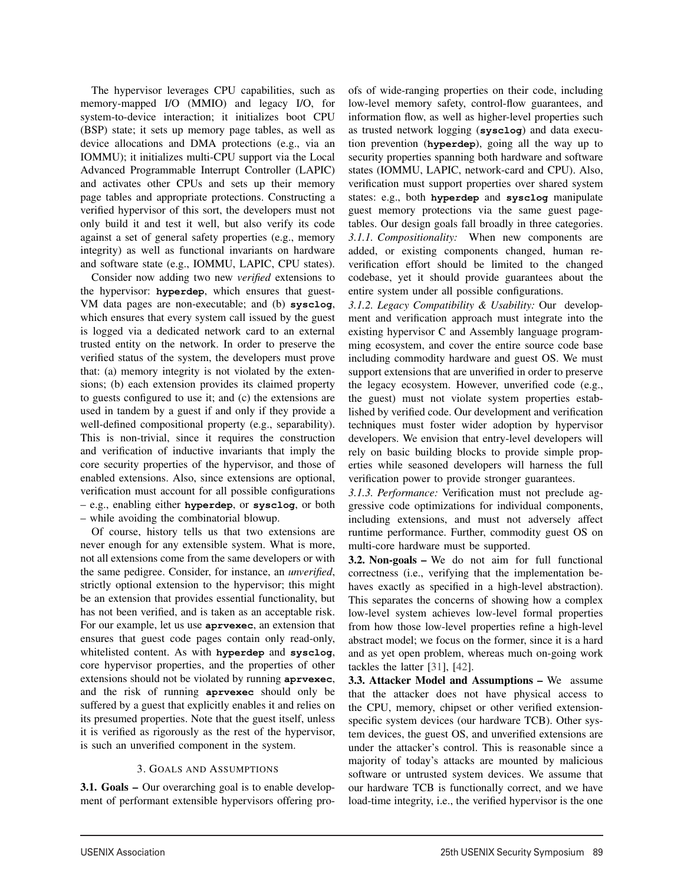The hypervisor leverages CPU capabilities, such as memory-mapped I/O (MMIO) and legacy I/O, for system-to-device interaction; it initializes boot CPU (BSP) state; it sets up memory page tables, as well as device allocations and DMA protections (e.g., via an IOMMU); it initializes multi-CPU support via the Local Advanced Programmable Interrupt Controller (LAPIC) and activates other CPUs and sets up their memory page tables and appropriate protections. Constructing a verified hypervisor of this sort, the developers must not only build it and test it well, but also verify its code against a set of general safety properties (e.g., memory integrity) as well as functional invariants on hardware and software state (e.g., IOMMU, LAPIC, CPU states).

Consider now adding two new *verified* extensions to the hypervisor: **hyperdep**, which ensures that guest-VM data pages are non-executable; and (b) **sysclog**, which ensures that every system call issued by the guest is logged via a dedicated network card to an external trusted entity on the network. In order to preserve the verified status of the system, the developers must prove that: (a) memory integrity is not violated by the extensions; (b) each extension provides its claimed property to guests configured to use it; and (c) the extensions are used in tandem by a guest if and only if they provide a well-defined compositional property (e.g., separability). This is non-trivial, since it requires the construction and verification of inductive invariants that imply the core security properties of the hypervisor, and those of enabled extensions. Also, since extensions are optional, verification must account for all possible configurations – e.g., enabling either **hyperdep**, or **sysclog**, or both – while avoiding the combinatorial blowup.

Of course, history tells us that two extensions are never enough for any extensible system. What is more, not all extensions come from the same developers or with the same pedigree. Consider, for instance, an *unverified*, strictly optional extension to the hypervisor; this might be an extension that provides essential functionality, but has not been verified, and is taken as an acceptable risk. For our example, let us use **aprvexec**, an extension that ensures that guest code pages contain only read-only, whitelisted content. As with **hyperdep** and **sysclog**, core hypervisor properties, and the properties of other extensions should not be violated by running **aprvexec**, and the risk of running **aprvexec** should only be suffered by a guest that explicitly enables it and relies on its presumed properties. Note that the guest itself, unless it is verified as rigorously as the rest of the hypervisor, is such an unverified component in the system.

## 3. Goals and Assumptions

**3.1. Goals –** Our overarching goal is to enable development of performant extensible hypervisors offering proofs of wide-ranging properties on their code, including low-level memory safety, control-flow guarantees, and information flow, as well as higher-level properties such as trusted network logging (**sysclog**) and data execution prevention (**hyperdep**), going all the way up to security properties spanning both hardware and software states (IOMMU, LAPIC, network-card and CPU). Also, verification must support properties over shared system states: e.g., both **hyperdep** and **sysclog** manipulate guest memory protections via the same guest page-tables. Our design goals fall broadly in three categories.

*3.1.1. Compositionality:* When new components are added, or existing components changed, human re-verification effort should be limited to the changed codebase, yet it should provide guarantees about the entire system under all possible configurations.

*3.1.2. Legacy Compatibility & Usability:* Our development and verification approach must integrate into the existing hypervisor C and Assembly language programming ecosystem, and cover the entire source code base including commodity hardware and guest OS. We must support extensions that are unverified in order to preserve the legacy ecosystem. However, unverified code (e.g., the guest) must not violate system properties established by verified code. Our development and verification techniques must foster wider adoption by hypervisor developers. We envision that entry-level developers will rely on basic building blocks to provide simple properties while seasoned developers will harness the full verification power to provide stronger guarantees.

*3.1.3. Performance:* Verification must not preclude aggressive code optimizations for individual components, including extensions, and must not adversely affect runtime performance. Further, commodity guest OS on multi-core hardware must be supported.

**3.2. Non-goals –** We do not aim for full functional correctness (i.e., verifying that the implementation behaves exactly as specified in a high-level abstraction). This separates the concerns of showing how a complex low-level system achieves low-level formal properties from how those low-level properties refine a high-level abstract model; we focus on the former, since it is a hard and as yet open problem, whereas much on-going work tackles the latter [31], [42].

**3.3. Attacker Model and Assumptions –** We assume that the attacker does not have physical access to the CPU, memory, chipset or other verified extension-specific system devices (our hardware TCB). Other system devices, the guest OS, and unverified extensions are under the attacker's control. This is reasonable since a majority of today's attacks are mounted by malicious software or untrusted system devices. We assume that our hardware TCB is functionally correct, and we have load-time integrity, i.e., the verified hypervisor is the one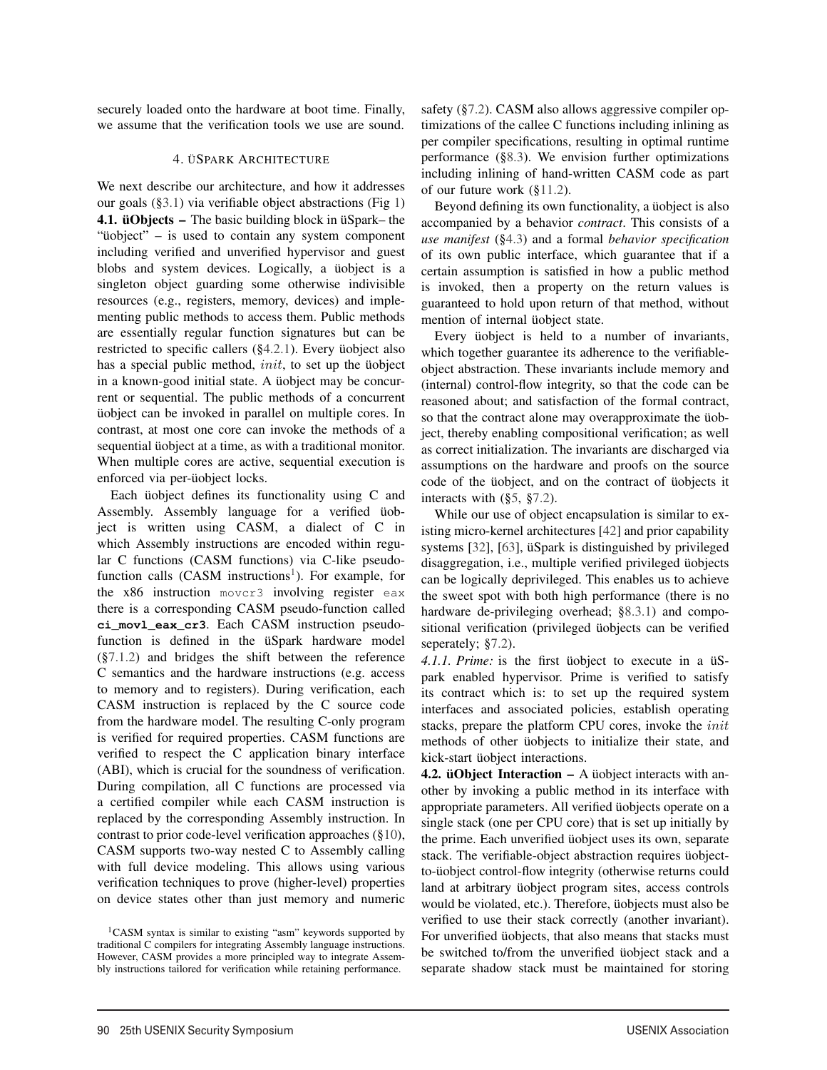securely loaded onto the hardware at boot time. Finally, we assume that the verification tools we use are sound.

## 4. üSpark Architecture

We next describe our architecture, and how it addresses our goals (§3.1) via verifiable object abstractions (Fig 1)

**4.1. üObjects –** The basic building block in üSpark– the "üobject" – is used to contain any system component including verified and unverified hypervisor and guest blobs and system devices. Logically, a üobject is a singleton object guarding some otherwise indivisible resources (e.g., registers, memory, devices) and implementing public methods to access them. Public methods are essentially regular function signatures but can be restricted to specific callers (§4.2.1). Every üobject also has a special public method, *init*, to set up the üobject in a known-good initial state. A üobject may be concurrent or sequential. The public methods of a concurrent üobject can be invoked in parallel on multiple cores. In contrast, at most one core can invoke the methods of a sequential üobject at a time, as with a traditional monitor. When multiple cores are active, sequential execution is enforced via per-üobject locks.

Each üobject defines its functionality using C and Assembly. Assembly language for a verified üobject is written using CASM, a dialect of C in which Assembly instructions are encoded within regular C functions (CASM functions) via C-like pseudo-function calls (CASM instructions[1]). For example, for the x86 instruction `movcr3` involving register `eax` there is a corresponding CASM pseudo-function called **`ci_movl_eax_cr3`**. Each CASM instruction pseudo-function is defined in the üSpark hardware model (§7.1.2) and bridges the shift between the reference C semantics and the hardware instructions (e.g. access to memory and to registers). During verification, each CASM instruction is replaced by the C source code from the hardware model. The resulting C-only program is verified for required properties. CASM functions are verified to respect the C application binary interface (ABI), which is crucial for the soundness of verification. During compilation, all C functions are processed via a certified compiler while each CASM instruction is replaced by the corresponding Assembly instruction. In contrast to prior code-level verification approaches (§10), CASM supports two-way nested C to Assembly calling with full device modeling. This allows using various verification techniques to prove (higher-level) properties on device states other than just memory and numeric safety (§7.2). CASM also allows aggressive compiler optimizations of the callee C functions including inlining as per compiler specifications, resulting in optimal runtime performance (§8.3). We envision further optimizations including inlining of hand-written CASM code as part of our future work (§11.2).

[1]CASM syntax is similar to existing "asm" keywords supported by traditional C compilers for integrating Assembly language instructions. However, CASM provides a more principled way to integrate Assembly instructions tailored for verification while retaining performance.

Beyond defining its own functionality, a üobject is also accompanied by a behavior *contract*. This consists of a *use manifest* (§4.3) and a formal *behavior specification* of its own public interface, which guarantee that if a certain assumption is satisfied in how a public method is invoked, then a property on the return values is guaranteed to hold upon return of that method, without mention of internal üobject state.

Every üobject is held to a number of invariants, which together guarantee its adherence to the verifiable-object abstraction. These invariants include memory and (internal) control-flow integrity, so that the code can be reasoned about; and satisfaction of the formal contract, so that the contract alone may overapproximate the üobject, thereby enabling compositional verification; as well as correct initialization. The invariants are discharged via assumptions on the hardware and proofs on the source code of the üobject, and on the contract of üobjects it interacts with (§5, §7.2).

While our use of object encapsulation is similar to existing micro-kernel architectures [42] and prior capability systems [32], [63], üSpark is distinguished by privileged disaggregation, i.e., multiple verified privileged üobjects can be logically deprivileged. This enables us to achieve the sweet spot with both high performance (there is no hardware de-privileging overhead; §8.3.1) and compositional verification (privileged üobjects can be verified seperately; §7.2).

*4.1.1. Prime:* is the first üobject to execute in a üSpark enabled hypervisor. Prime is verified to satisfy its contract which is: to set up the required system interfaces and associated policies, establish operating stacks, prepare the platform CPU cores, invoke the *init* methods of other üobjects to initialize their state, and kick-start üobject interactions.

**4.2. üObject Interaction –** A üobject interacts with another by invoking a public method in its interface with appropriate parameters. All verified üobjects operate on a single stack (one per CPU core) that is set up initially by the prime. Each unverified üobject uses its own, separate stack. The verifiable-object abstraction requires üobject-to-üobject control-flow integrity (otherwise returns could land at arbitrary üobject program sites, access controls would be violated, etc.). Therefore, üobjects must also be verified to use their stack correctly (another invariant). For unverified üobjects, that also means that stacks must be switched to/from the unverified üobject stack and a separate shadow stack must be maintained for storing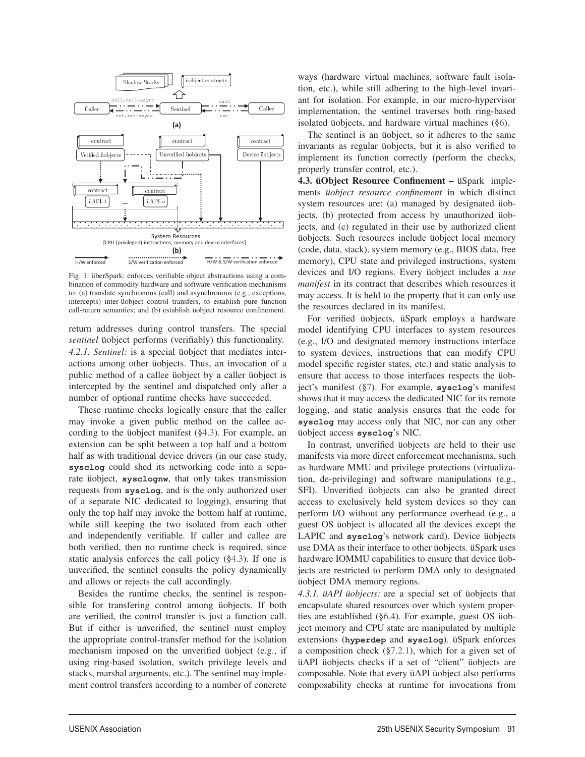Fig. 1: überSpark: enforces verifiable object abstractions using a combination of commodity hardware and software verification mechanisms to: (a) translate synchronous (call) and asynchronous (e.g., exceptions, intercepts) inter-üobject control transfers, to establish pure function call-return semantics; and (b) establish üobject resource confinement.

return addresses during control transfers. The special *sentinel* üobject performs (verifiably) this functionality.

*4.2.1. Sentinel:* is a special üobject that mediates interactions among other üobjects. Thus, an invocation of a public method of a callee üobject by a caller üobject is intercepted by the sentinel and dispatched only after a number of optional runtime checks have succeeded.

These runtime checks logically ensure that the caller may invoke a given public method on the callee according to the üobject manifest (§4.3). For example, an extension can be split between a top half and a bottom half as with traditional device drivers (in our case study, **sysclog** could shed its networking code into a separate üobject, **sysclognw**, that only takes transmission requests from **sysclog**, and is the only authorized user of a separate NIC dedicated to logging), ensuring that only the top half may invoke the bottom half at runtime, while still keeping the two isolated from each other and independently verifiable. If caller and callee are both verified, then no runtime check is required, since static analysis enforces the call policy (§4.3). If one is unverified, the sentinel consults the policy dynamically and allows or rejects the call accordingly.

Besides the runtime checks, the sentinel is responsible for transfering control among üobjects. If both are verified, the control transfer is just a function call. But if either is unverified, the sentinel must employ the appropriate control-transfer method for the isolation mechanism imposed on the unverified üobject (e.g., if using ring-based isolation, switch privilege levels and stacks, marshal arguments, etc.). The sentinel may implement control transfers according to a number of concrete ways (hardware virtual machines, software fault isolation, etc.), while still adhering to the high-level invariant for isolation. For example, in our micro-hypervisor implementation, the sentinel traverses both ring-based isolated üobjects, and hardware virtual machines (§6).

The sentinel is an üobject, so it adheres to the same invariants as regular üobjects, but it is also verified to implement its function correctly (perform the checks, properly transfer control, etc.).

**4.3. üObject Resource Confinement –** üSpark implements *üobject resource confinement* in which distinct system resources are: (a) managed by designated üobjects, (b) protected from access by unauthorized üobjects, and (c) regulated in their use by authorized client üobjects. Such resources include üobject local memory (code, data, stack), system memory (e.g., BIOS data, free memory), CPU state and privileged instructions, system devices and I/O regions. Every üobject includes a *use manifest* in its contract that describes which resources it may access. It is held to the property that it can only use the resources declared in its manifest.

For verified üobjects, üSpark employs a hardware model identifying CPU interfaces to system resources (e.g., I/O and designated memory instructions interface to system devices, instructions that can modify CPU model specific register states, etc.) and static analysis to ensure that access to those interfaces respects the üobject's manifest (§7). For example, **sysclog**'s manifest shows that it may access the dedicated NIC for its remote logging, and static analysis ensures that the code for **sysclog** may access only that NIC, nor can any other üobject access **sysclog**'s NIC.

In contrast, unverified üobjects are held to their use manifests via more direct enforcement mechanisms, such as hardware MMU and privilege protections (virtualization, de-privileging) and software manipulations (e.g., SFI). Unverified üobjects can also be granted direct access to exclusively held system devices so they can perform I/O without any performance overhead (e.g., a guest OS üobject is allocated all the devices except the LAPIC and **sysclog**'s network card). Device üobjects use DMA as their interface to other üobjects. üSpark uses hardware IOMMU capabilities to ensure that device üobjects are restricted to perform DMA only to designated üobject DMA memory regions.

*4.3.1. üAPI üobjects:* are a special set of üobjects that encapsulate shared resources over which system properties are established (§6.4). For example, guest OS üobject memory and CPU state are manipulated by multiple extensions (**hyperdep** and **sysclog**). üSpark enforces a composition check (§7.2.1), which for a given set of üAPI üobjects checks if a set of "client" üobjects are composable. Note that every üAPI üobject also performs composability checks at runtime for invocations from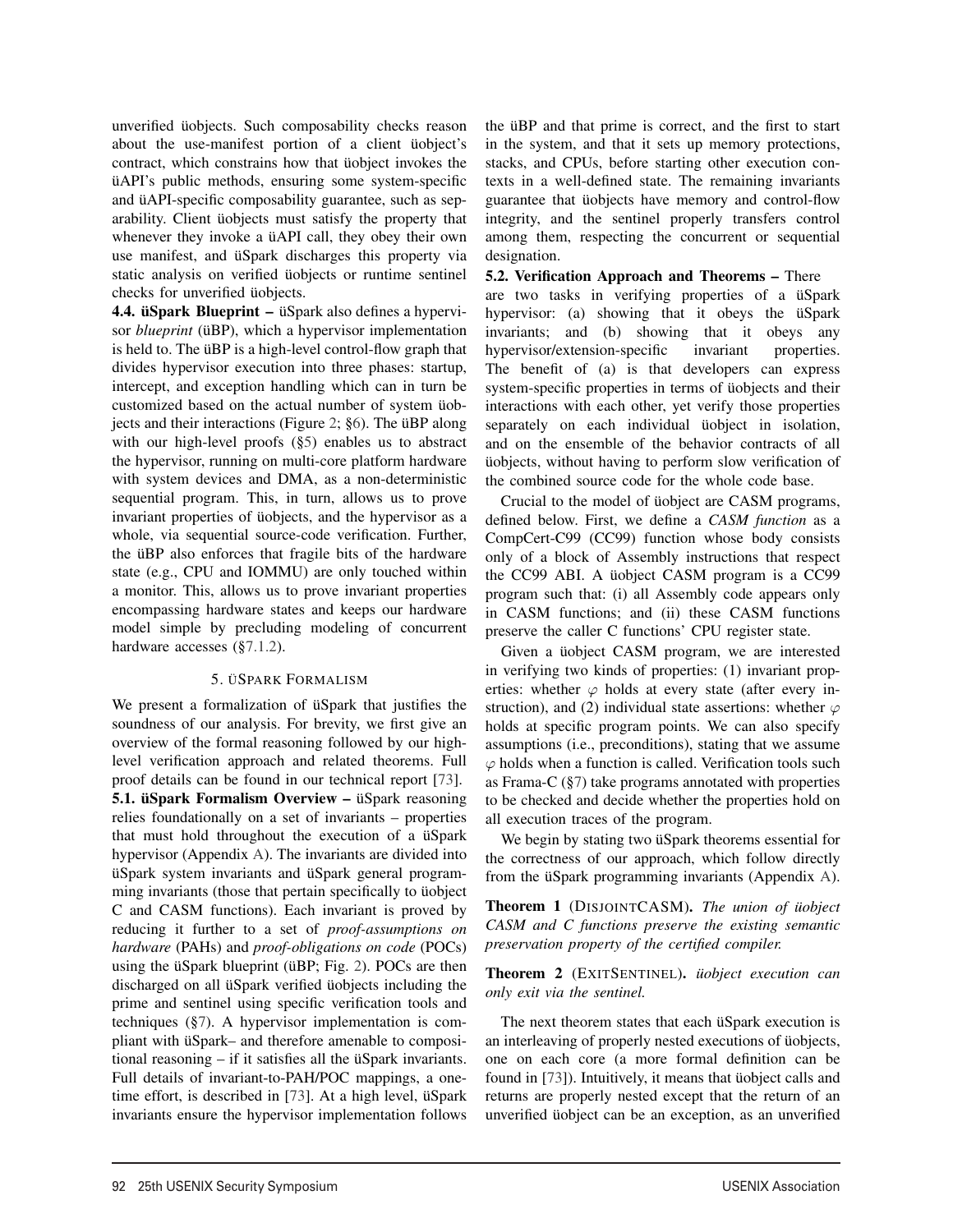unverified üobjects. Such composability checks reason about the use-manifest portion of a client üobject's contract, which constrains how that üobject invokes the üAPI's public methods, ensuring some system-specific and üAPI-specific composability guarantee, such as separability. Client üobjects must satisfy the property that whenever they invoke a üAPI call, they obey their own use manifest, and üSpark discharges this property via static analysis on verified üobjects or runtime sentinel checks for unverified üobjects.

**4.4. üSpark Blueprint –** üSpark also defines a hypervisor *blueprint* (üBP), which a hypervisor implementation is held to. The üBP is a high-level control-flow graph that divides hypervisor execution into three phases: startup, intercept, and exception handling which can in turn be customized based on the actual number of system üobjects and their interactions (Figure 2; §6). The üBP along with our high-level proofs (§5) enables us to abstract the hypervisor, running on multi-core platform hardware with system devices and DMA, as a non-deterministic sequential program. This, in turn, allows us to prove invariant properties of üobjects, and the hypervisor as a whole, via sequential source-code verification. Further, the üBP also enforces that fragile bits of the hardware state (e.g., CPU and IOMMU) are only touched within a monitor. This, allows us to prove invariant properties encompassing hardware states and keeps our hardware model simple by precluding modeling of concurrent hardware accesses (§7.1.2).

## 5. üSpark Formalism

We present a formalization of üSpark that justifies the soundness of our analysis. For brevity, we first give an overview of the formal reasoning followed by our high-level verification approach and related theorems. Full proof details can be found in our technical report [73].

**5.1. üSpark Formalism Overview –** üSpark reasoning relies foundationally on a set of invariants – properties that must hold throughout the execution of a üSpark hypervisor (Appendix A). The invariants are divided into üSpark system invariants and üSpark general programming invariants (those that pertain specifically to üobject C and CASM functions). Each invariant is proved by reducing it further to a set of *proof-assumptions on hardware* (PAHs) and *proof-obligations on code* (POCs) using the üSpark blueprint (üBP; Fig. 2). POCs are then discharged on all üSpark verified üobjects including the prime and sentinel using specific verification tools and techniques (§7). A hypervisor implementation is compliant with üSpark– and therefore amenable to compositional reasoning – if it satisfies all the üSpark invariants. Full details of invariant-to-PAH/POC mappings, a one-time effort, is described in [73]. At a high level, üSpark invariants ensure the hypervisor implementation follows the üBP and that prime is correct, and the first to start in the system, and that it sets up memory protections, stacks, and CPUs, before starting other execution contexts in a well-defined state. The remaining invariants guarantee that üobjects have memory and control-flow integrity, and the sentinel properly transfers control among them, respecting the concurrent or sequential designation.

**5.2. Verification Approach and Theorems –** There are two tasks in verifying properties of a üSpark hypervisor: (a) showing that it obeys the üSpark invariants; and (b) showing that it obeys any hypervisor/extension-specific invariant properties. The benefit of (a) is that developers can express system-specific properties in terms of üobjects and their interactions with each other, yet verify those properties separately on each individual üobject in isolation, and on the ensemble of the behavior contracts of all üobjects, without having to perform slow verification of the combined source code for the whole code base.

Crucial to the model of üobject are CASM programs, defined below. First, we define a *CASM function* as a CompCert-C99 (CC99) function whose body consists only of a block of Assembly instructions that respect the CC99 ABI. A üobject CASM program is a CC99 program such that: (i) all Assembly code appears only in CASM functions; and (ii) these CASM functions preserve the caller C functions' CPU register state.

Given a üobject CASM program, we are interested in verifying two kinds of properties: (1) invariant properties: whether $\varphi$ holds at every state (after every instruction), and (2) individual state assertions: whether $\varphi$ holds at specific program points. We can also specify assumptions (i.e., preconditions), stating that we assume $\varphi$ holds when a function is called. Verification tools such as Frama-C (§7) take programs annotated with properties to be checked and decide whether the properties hold on all execution traces of the program.

We begin by stating two üSpark theorems essential for the correctness of our approach, which follow directly from the üSpark programming invariants (Appendix A).

**Theorem 1** (DisjointCASM)**.** *The union of üobject CASM and C functions preserve the existing semantic preservation property of the certified compiler.*

**Theorem 2** (ExitSentinel)**.** *üobject execution can only exit via the sentinel.*

The next theorem states that each üSpark execution is an interleaving of properly nested executions of üobjects, one on each core (a more formal definition can be found in [73]). Intuitively, it means that üobject calls and returns are properly nested except that the return of an unverified üobject can be an exception, as an unverified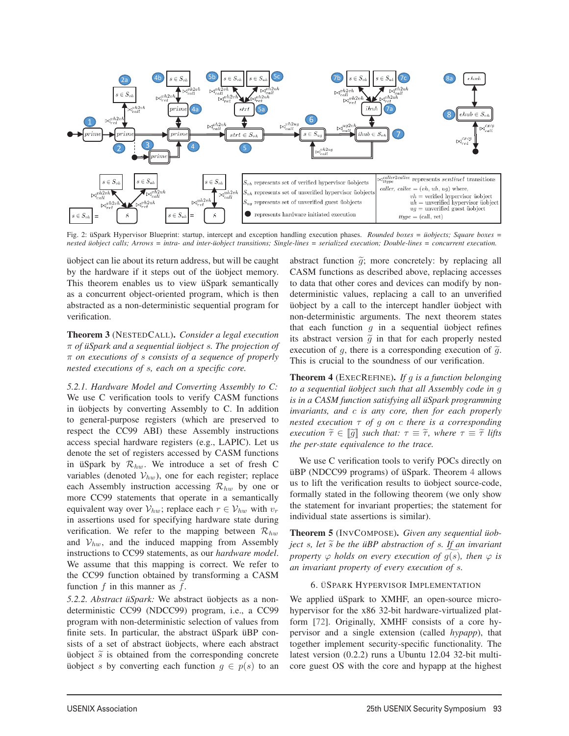Fig. 2: üSpark Hypervisor Blueprint: startup, intercept and exception handling execution phases. *Rounded boxes = üobjects; Square boxes = nested üobject calls; Arrows = intra- and inter-üobject transitions; Single-lines = serialized execution; Double-lines = concurrent execution.*

üobject can lie about its return address, but will be caught by the hardware if it steps out of the üobject memory. This theorem enables us to view üSpark semantically as a concurrent object-oriented program, which is then abstracted as a non-deterministic sequential program for verification.

**Theorem 3** (NESTEDCALL). *Consider a legal execution $\pi$ of üSpark and a sequential üobject $s$. The projection of $\pi$ on executions of $s$ consists of a sequence of properly nested executions of $s$, each on a specific core.*

*5.2.1. Hardware Model and Converting Assembly to C:* We use C verification tools to verify CASM functions in üobjects by converting Assembly to C. In addition to general-purpose registers (which are preserved to respect the CC99 ABI) these Assembly instructions access special hardware registers (e.g., LAPIC). Let us denote the set of registers accessed by CASM functions in üSpark by $\mathcal{R}_{hw}$. We introduce a set of fresh C variables (denoted $\mathcal{V}_{hw}$), one for each register; replace each Assembly instruction accessing $\mathcal{R}_{hw}$ by one or more CC99 statements that operate in a semantically equivalent way over $\mathcal{V}_{hw}$; replace each $r \in \mathcal{V}_{hw}$ with $v_r$ in assertions used for specifying hardware state during verification. We refer to the mapping between $\mathcal{R}_{hw}$ and $\mathcal{V}_{hw}$, and the induced mapping from Assembly instructions to CC99 statements, as our *hardware model*. We assume that this mapping is correct. We refer to the CC99 function obtained by transforming a CASM function $f$ in this manner as $\widetilde{f}$.

*5.2.2. Abstract üSpark:* We abstract üobjects as a non-deterministic CC99 (NDCC99) program, i.e., a CC99 program with non-deterministic selection of values from finite sets. In particular, the abstract üSpark üBP consists of a set of abstract üobjects, where each abstract üobject $\widetilde{s}$ is obtained from the corresponding concrete üobject $s$ by converting each function $g \in p(s)$ to an abstract function $\widetilde{g}$; more concretely: by replacing all CASM functions as described above, replacing accesses to data that other cores and devices can modify by non-deterministic values, replacing a call to an unverified üobject by a call to the intercept handler üobject with non-deterministic arguments. The next theorem states that each function $g$ in a sequential üobject refines its abstract version $\widetilde{g}$ in that for each properly nested execution of $g$, there is a corresponding execution of $\widetilde{g}$. This is crucial to the soundness of our verification.

**Theorem 4** (EXECREFINE). *If $g$ is a function belonging to a sequential üobject such that all Assembly code in $g$ is in a CASM function satisfying all üSpark programming invariants, and $c$ is any core, then for each properly nested execution $\tau$ of $g$ on $c$ there is a corresponding execution $\widetilde{\tau} \in [\![\widetilde{g}]\!]$ such that: $\tau \equiv \widetilde{\tau}$, where $\tau \equiv \widetilde{\tau}$ lifts the per-state equivalence to the trace.*

We use C verification tools to verify POCs directly on üBP (NDCC99 programs) of üSpark. Theorem 4 allows us to lift the verification results to üobject source-code, formally stated in the following theorem (we only show the statement for invariant properties; the statement for individual state assertions is similar).

**Theorem 5** (INVCOMPOSE). *Given any sequential üobject $s$, let $\widetilde{s}$ be the üBP abstraction of $s$. If an invariant property $\varphi$ holds on every execution of $\widetilde{g(s)}$, then $\varphi$ is an invariant property of every execution of $s$.*

## 6. üSpark Hypervisor Implementation

We applied üSpark to XMHF, an open-source micro-hypervisor for the x86 32-bit hardware-virtualized platform [72]. Originally, XMHF consists of a core hypervisor and a single extension (called *hypapp*), that together implement security-specific functionality. The latest version (0.2.2) runs a Ubuntu 12.04 32-bit multi-core guest OS with the core and hypapp at the highest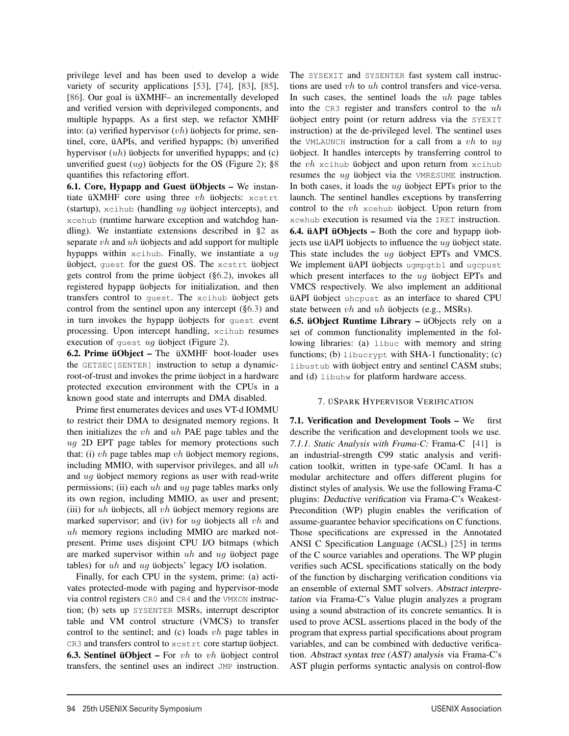privilege level and has been used to develop a wide variety of security applications [53], [74], [83], [85], [86]. Our goal is üXMHF– an incrementally developed and verified version with deprivileged components, and multiple hypapps. As a first step, we refactor XMHF into: (a) verified hypervisor ($vh$) üobjects for prime, sentinel, core, üAPIs, and verified hypapps; (b) unverified hypervisor ($uh$) üobjects for unverified hypapps; and (c) unverified guest ($ug$) üobjects for the OS (Figure 2); §8 quantifies this refactoring effort.

**6.1. Core, Hypapp and Guest üObjects –** We instantiate üXMHF core using three $vh$ üobjects: `xcstrt` (startup), `xcihub` (handling $ug$ üobject intercepts), and `xcehub` (runtime harware exception and watchdog handling). We instantiate extensions described in §2 as separate $vh$ and $uh$ üobjects and add support for multiple hypapps within `xcihub`. Finally, we instantiate a $ug$ üobject, `guest` for the guest OS. The `xcstrt` üobject gets control from the prime üobject (§6.2), invokes all registered hypapp üobjects for initialization, and then transfers control to `guest`. The `xcihub` üobject gets control from the sentinel upon any intercept (§6.3) and in turn invokes the hypapp üobjects for `guest` event processing. Upon intercept handling, `xcihub` resumes execution of `guest` $ug$ üobject (Figure 2).

**6.2. Prime üObject –** The üXMHF boot-loader uses the `GETSEC[SENTER]` instruction to setup a dynamic-root-of-trust and invokes the prime üobject in a hardware protected execution environment with the CPUs in a known good state and interrupts and DMA disabled.

Prime first enumerates devices and uses VT-d IOMMU to restrict their DMA to designated memory regions. It then initializes the $vh$ and $uh$ PAE page tables and the $ug$ 2D EPT page tables for memory protections such that: (i) $vh$ page tables map $vh$ üobject memory regions, including MMIO, with supervisor privileges, and all $uh$ and $ug$ üobject memory regions as user with read-write permissions; (ii) each $uh$ and $ug$ page tables marks only its own region, including MMIO, as user and present; (iii) for $uh$ üobjects, all $vh$ üobject memory regions are marked supervisor; and (iv) for $ug$ üobjects all $vh$ and $uh$ memory regions including MMIO are marked not-present. Prime uses disjoint CPU I/O bitmaps (which are marked supervisor within $uh$ and $ug$ üobject page tables) for $uh$ and $ug$ üobjects' legacy I/O isolation.

Finally, for each CPU in the system, prime: (a) activates protected-mode with paging and hypervisor-mode via control registers `CR0` and `CR4` and the `VMXON` instruction; (b) sets up `SYSENTER` MSRs, interrupt descriptor table and VM control structure (VMCS) to transfer control to the sentinel; and (c) loads $vh$ page tables in `CR3` and transfers control to `xcstrt` core startup üobject.

**6.3. Sentinel üObject –** For $vh$ to $vh$ üobject control transfers, the sentinel uses an indirect `JMP` instruction. The `SYSEXIT` and `SYSENTER` fast system call instructions are used $vh$ to $uh$ control transfers and vice-versa. In such cases, the sentinel loads the $uh$ page tables into the `CR3` register and transfers control to the $uh$ üobject entry point (or return address via the `SYEXIT` instruction) at the de-privileged level. The sentinel uses the `VMLAUNCH` instruction for a call from a $vh$ to $ug$ üobject. It handles intercepts by transferring control to the $vh$ `xcihub` üobject and upon return from `xcihub` resumes the $ug$ üobject via the `VMRESUME` instruction. In both cases, it loads the $ug$ üobject EPTs prior to the launch. The sentinel handles exceptions by transferring control to the $vh$ `xcehub` üobject. Upon return from `xcehub` execution is resumed via the `IRET` instruction.

**6.4. üAPI üObjects –** Both the core and hypapp üobjects use üAPI üobjects to influence the $ug$ üobject state. This state includes the $ug$ üobject EPTs and VMCS. We implement üAPI üobjects `ugmpgtbl` and `ugcpust` which present interfaces to the $ug$ üobject EPTs and VMCS respectively. We also implement an additional üAPI üobject `uhcpust` as an interface to shared CPU state between $vh$ and $uh$ üobjects (e.g., MSRs).

**6.5. üObject Runtime Library –** üObjects rely on a set of common functionality implemented in the following libraries: (a) `libuc` with memory and string functions; (b) `libucrypt` with SHA-1 functionality; (c) `libustub` with üobject entry and sentinel CASM stubs; and (d) `libuhw` for platform hardware access.

## 7. üSpark Hypervisor Verification

**7.1. Verification and Development Tools –** We first describe the verification and development tools we use.

*7.1.1. Static Analysis with Frama-C:* Frama-C [41] is an industrial-strength C99 static analysis and verification toolkit, written in type-safe OCaml. It has a modular architecture and offers different plugins for distinct styles of analysis. We use the following Frama-C plugins: *Deductive verification* via Frama-C's Weakest-Precondition (WP) plugin enables the verification of assume-guarantee behavior specifications on C functions. Those specifications are expressed in the Annotated ANSI C Specification Language (ACSL) [25] in terms of the C source variables and operations. The WP plugin verifies such ACSL specifications statically on the body of the function by discharging verification conditions via an ensemble of external SMT solvers. *Abstract interpretation* via Frama-C's Value plugin analyzes a program using a sound abstraction of its concrete semantics. It is used to prove ACSL assertions placed in the body of the program that express partial specifications about program variables, and can be combined with deductive verification. *Abstract syntax tree (AST) analysis* via Frama-C's AST plugin performs syntactic analysis on control-flow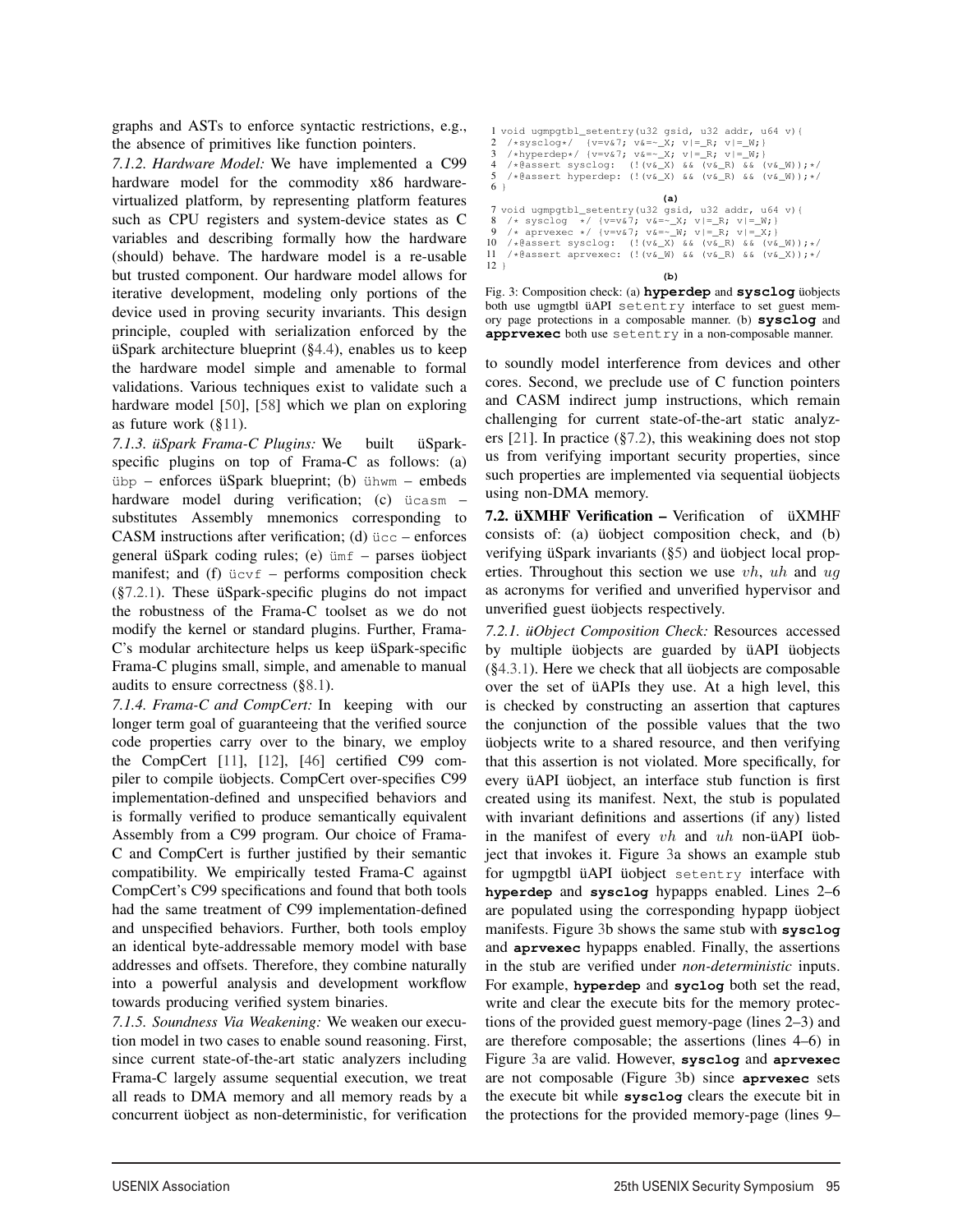graphs and ASTs to enforce syntactic restrictions, e.g., the absence of primitives like function pointers.

*7.1.2. Hardware Model:* We have implemented a C99 hardware model for the commodity x86 hardware-virtualized platform, by representing platform features such as CPU registers and system-device states as C variables and describing formally how the hardware (should) behave. The hardware model is a re-usable but trusted component. Our hardware model allows for iterative development, modeling only portions of the device used in proving security invariants. This design principle, coupled with serialization enforced by the üSpark architecture blueprint (§4.4), enables us to keep the hardware model simple and amenable to formal validations. Various techniques exist to validate such a hardware model [50], [58] which we plan on exploring as future work (§11).

*7.1.3. üSpark Frama-C Plugins:* We built üSpark-specific plugins on top of Frama-C as follows: (a) `übp` – enforces üSpark blueprint; (b) `ühwm` – embeds hardware model during verification; (c) `ücasm` – substitutes Assembly mnemonics corresponding to CASM instructions after verification; (d) `ücc` – enforces general üSpark coding rules; (e) `ümf` – parses üobject manifest; and (f) `ücvf` – performs composition check (§7.2.1). These üSpark-specific plugins do not impact the robustness of the Frama-C toolset as we do not modify the kernel or standard plugins. Further, Frama-C's modular architecture helps us keep üSpark-specific Frama-C plugins small, simple, and amenable to manual audits to ensure correctness (§8.1).

*7.1.4. Frama-C and CompCert:* In keeping with our longer term goal of guaranteeing that the verified source code properties carry over to the binary, we employ the CompCert [11], [12], [46] certified C99 compiler to compile üobjects. CompCert over-specifies C99 implementation-defined and unspecified behaviors and is formally verified to produce semantically equivalent Assembly from a C99 program. Our choice of Frama-C and CompCert is further justified by their semantic compatibility. We empirically tested Frama-C against CompCert's C99 specifications and found that both tools had the same treatment of C99 implementation-defined and unspecified behaviors. Further, both tools employ an identical byte-addressable memory model with base addresses and offsets. Therefore, they combine naturally into a powerful analysis and development workflow towards producing verified system binaries.

*7.1.5. Soundness Via Weakening:* We weaken our execution model in two cases to enable sound reasoning. First, since current state-of-the-art static analyzers including Frama-C largely assume sequential execution, we treat all reads to DMA memory and all memory reads by a concurrent üobject as non-deterministic, for verification to soundly model interference from devices and other cores. Second, we preclude use of C function pointers and CASM indirect jump instructions, which remain challenging for current state-of-the-art static analyzers [21]. In practice (§7.2), this weakining does not stop us from verifying important security properties, since such properties are implemented via sequential üobjects using non-DMA memory.

```
1 void ugmpgtbl_setentry(u32 gsid, u32 addr, u64 v){
2  /*sysclog*/  {v=v&7; v&=~_X; v|=_R; v|=_W;}
3  /*hyperdep*/ {v=v&7; v&=~_X; v|=_R; v|=_W;}
4  /*@assert sysclog:  (!(v&_X) && (v&_R) && (v&_W));*/
5  /*@assert hyperdep: (!(v&_X) && (v&_R) && (v&_W));*/
6 }
                              (a)
7 void ugmpgtbl_setentry(u32 gsid, u32 addr, u64 v){
8  /* sysclog  */ {v=v&7; v&=~_X; v|=_R; v|=_W;}
9  /* aprvexec */ {v=v&7; v&=~_W; v|=_R; v|=_X;}
10 /*@assert sysclog:  (!(v&_X) && (v&_R) && (v&_W));*/
11 /*@assert aprvexec: (!(v&_W) && (v&_R) && (v&_X));*/
12 }
                              (b)
```

Fig. 3: Composition check: (a) **hyperdep** and **sysclog** üobjects both use ugmgtbl üAPI `setentry` interface to set guest memory page protections in a composable manner. (b) **sysclog** and **aprvexec** both use `setentry` in a non-composable manner.

**7.2. üXMHF Verification –** Verification of üXMHF consists of: (a) üobject composition check, and (b) verifying üSpark invariants (§5) and üobject local properties. Throughout this section we use $vh$, $uh$ and $ug$ as acronyms for verified and unverified hypervisor and unverified guest üobjects respectively.

*7.2.1. üObject Composition Check:* Resources accessed by multiple üobjects are guarded by üAPI üobjects (§4.3.1). Here we check that all üobjects are composable over the set of üAPIs they use. At a high level, this is checked by constructing an assertion that captures the conjunction of the possible values that the two üobjects write to a shared resource, and then verifying that this assertion is not violated. More specifically, for every üAPI üobject, an interface stub function is first created using its manifest. Next, the stub is populated with invariant definitions and assertions (if any) listed in the manifest of every $vh$ and $uh$ non-üAPI üobject that invokes it. Figure 3a shows an example stub for ugmpgtbl üAPI üobject `setentry` interface with **hyperdep** and **sysclog** hypapps enabled. Lines 2–6 are populated using the corresponding hypapp üobject manifests. Figure 3b shows the same stub with **sysclog** and **aprvexec** hypapps enabled. Finally, the assertions in the stub are verified under *non-deterministic* inputs. For example, **hyperdep** and **syclog** both set the read, write and clear the execute bits for the memory protections of the provided guest memory-page (lines 2–3) and are therefore composable; the assertions (lines 4–6) in Figure 3a are valid. However, **sysclog** and **aprvexec** are not composable (Figure 3b) since **aprvexec** sets the execute bit while **sysclog** clears the execute bit in the protections for the provided memory-page (lines 9–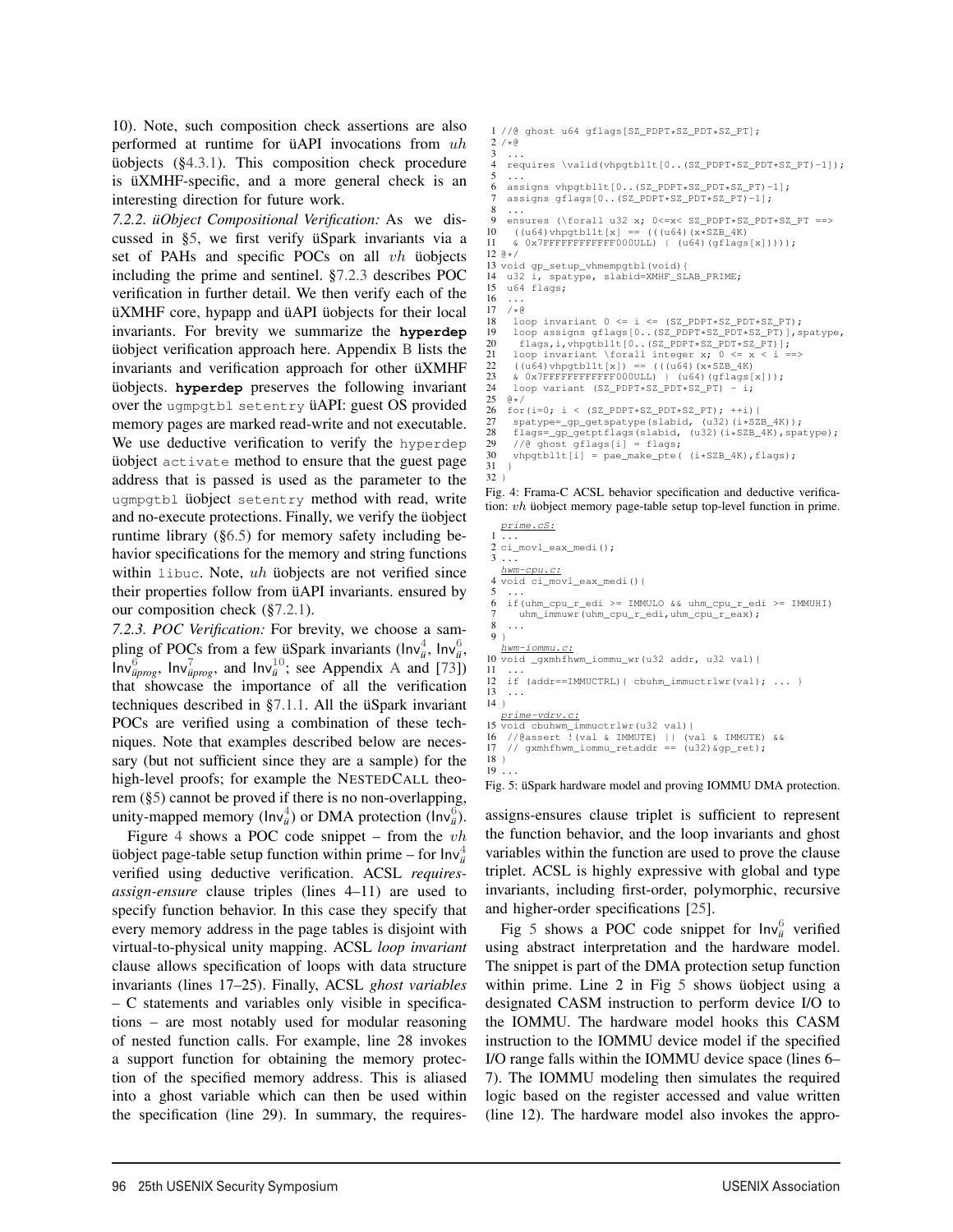10). Note, such composition check assertions are also performed at runtime for üAPI invocations from $uh$ üobjects (§4.3.1). This composition check procedure is üXMHF-specific, and a more general check is an interesting direction for future work.

*7.2.2. üObject Compositional Verification:* As we discussed in §5, we first verify üSpark invariants via a set of PAHs and specific POCs on all $vh$ üobjects including the prime and sentinel. §7.2.3 describes POC verification in further detail. We then verify each of the üXMHF core, hypapp and üAPI üobjects for their local invariants. For brevity we summarize the **hyperdep** üobject verification approach here. Appendix B lists the invariants and verification approach for other üXMHF üobjects. **hyperdep** preserves the following invariant over the `ugmpgtbl setentry` üAPI: guest OS provided memory pages are marked read-write and not executable. We use deductive verification to verify the `hyperdep` üobject `activate` method to ensure that the guest page address that is passed is used as the parameter to the `ugmpgtbl` üobject `setentry` method with read, write and no-execute protections. Finally, we verify the üobject runtime library (§6.5) for memory safety including behavior specifications for the memory and string functions within `libuc`. Note, $uh$ üobjects are not verified since their properties follow from üAPI invariants. ensured by our composition check (§7.2.1).

*7.2.3. POC Verification:* For brevity, we choose a sampling of POCs from a few üSpark invariants ($\mathsf{Inv}^4_{\ddot{u}}$, $\mathsf{Inv}^6_{\ddot{u}}$, $\mathsf{Inv}^6_{\ddot{u}prog}$, $\mathsf{Inv}^7_{\ddot{u}prog}$, and $\mathsf{Inv}^{10}_{\ddot{u}}$; see Appendix A and [73]) that showcase the importance of all the verification techniques described in §7.1.1. All the üSpark invariant POCs are verified using a combination of these techniques. Note that examples described below are necessary (but not sufficient since they are a sample) for the high-level proofs; for example the NestedCall theorem (§5) cannot be proved if there is no non-overlapping, unity-mapped memory ($\mathsf{Inv}^4_{\ddot{u}}$) or DMA protection ($\mathsf{Inv}^6_{\ddot{u}}$).

Figure 4 shows a POC code snippet – from the $vh$ üobject page-table setup function within prime – for $\mathsf{Inv}^4_{\ddot{u}}$ verified using deductive verification. ACSL *requires-assign-ensure* clause triples (lines 4–11) are used to specify function behavior. In this case they specify that every memory address in the page tables is disjoint with virtual-to-physical unity mapping. ACSL *loop invariant* clause allows specification of loops with data structure invariants (lines 17–25). Finally, ACSL *ghost variables* – C statements and variables only visible in specifications – are most notably used for modular reasoning of nested function calls. For example, line 28 invokes a support function for obtaining the memory protection of the specified memory address. This is aliased into a ghost variable which can then be used within the specification (line 29). In summary, the requires-assigns-ensures clause triplet is sufficient to represent the function behavior, and the loop invariants and ghost variables within the function are used to prove the clause triplet. ACSL is highly expressive with global and type invariants, including first-order, polymorphic, recursive and higher-order specifications [25].

```
1 //@ ghost u64 gflags[SZ_PDPT*SZ_PDT*SZ_PT];
2 /*@
3  ...
4  requires \valid(vhpgtbl1t[0..(SZ_PDPT*SZ_PDT*SZ_PT)-1]);
5  ...
6  assigns vhpgtbl1t[0..(SZ_PDPT*SZ_PDT*SZ_PT)-1];
7  assigns gflags[0..(SZ_PDPT*SZ_PDT*SZ_PT)-1];
8  ...
9  ensures (\forall u32 x; 0<=x< SZ_PDPT*SZ_PDT*SZ_PT ==>
10   ((u64)vhpgtbl1t[x] == (((u64)(x*SZB_4K)
11   & 0x7FFFFFFFFFFFF000ULL) | (u64)(gflags[x]))));
12 @*/
13 void gp_setup_vhmempgtbl(void){
14  u32 i, spatype, slabid=XMHF_SLAB_PRIME;
15  u64 flags;
16  ...
17  /*@
18   loop invariant 0 <= i <= (SZ_PDPT*SZ_PDT*SZ_PT);
19   loop assigns gflags[0..(SZ_PDPT*SZ_PDT*SZ_PT)],spatype,
20    flags,i,vhpgtbl1t[0..(SZ_PDPT*SZ_PDT*SZ_PT)];
21   loop invariant \forall integer x; 0 <= x < i ==>
22   ((u64)vhpgtbl1t[x]) == (((u64)(x*SZB_4K)
23   & 0x7FFFFFFFFFFFF000ULL) | (u64)(gflags[x]));
24   loop variant (SZ_PDPT*SZ_PDT*SZ_PT) - i;
25  @*/
26  for(i=0; i < (SZ_PDPT*SZ_PDT*SZ_PT); ++i){
27   spatype=_gp_getspatype(slabid, (u32)(i*SZB_4K));
28   flags=_gp_getptflags(slabid, (u32)(i*SZB_4K),spatype);
29   //@ ghost gflags[i] = flags;
30   vhpgtbl1t[i] = pae_make_pte( (i*SZB_4K),flags);
31  }
32 }
```

Fig. 4: Frama-C ACSL behavior specification and deductive verification: $vh$ üobject memory page-table setup top-level function in prime.

```
prime.cS:
1 ...
2 ci_movl_eax_medi();
3 ...
hwm-cpu.c:
4 void ci_movl_eax_medi(){
5  ...
6  if(uhm_cpu_r_edi >= IMMULO && uhm_cpu_r_edi >= IMMUHI)
7    uhm_immuwr(uhm_cpu_r_edi,uhm_cpu_r_eax);
8  ...
9 }
hwm-iommu.c:
10 void _gxmhfhwm_iommu_wr(u32 addr, u32 val){
11  ...
12  if (addr==IMMUCTRL){ cbuhm_immuctrlwr(val); ... }
13  ...
14 }
prime-vdrv.c:
15 void cbuhwm_immuctrlwr(u32 val){
16  //@assert !(val & IMMUTE) || (val & IMMUTE) &&
17  // gxmhfhwm_iommu_retaddr == (u32)&gp_ret);
18 }
19 ...
```

Fig. 5: üSpark hardware model and proving IOMMU DMA protection.

Fig 5 shows a POC code snippet for $\mathsf{Inv}^6_{\ddot{u}}$ verified using abstract interpretation and the hardware model. The snippet is part of the DMA protection setup function within prime. Line 2 in Fig 5 shows üobject using a designated CASM instruction to perform device I/O to the IOMMU. The hardware model hooks this CASM instruction to the IOMMU device model if the specified I/O range falls within the IOMMU device space (lines 6–7). The IOMMU modeling then simulates the required logic based on the register accessed and value written (line 12). The hardware model also invokes the appro-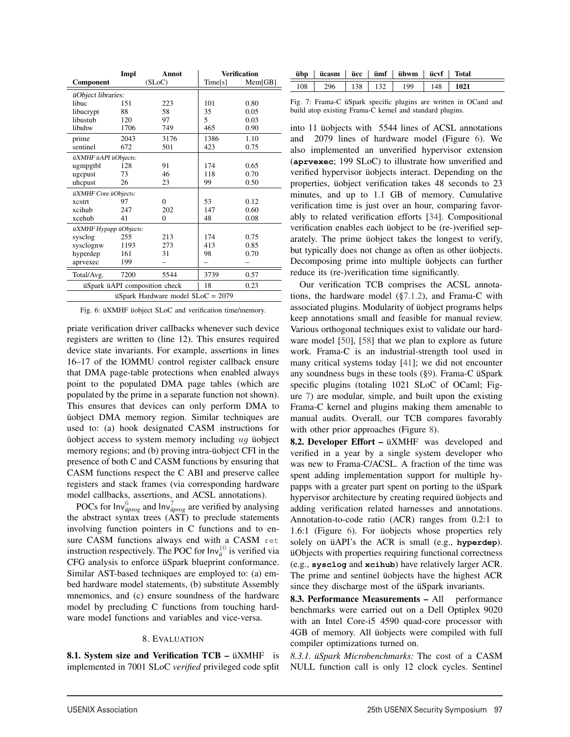| Component | Impl | Annot | Verification | |
|---|---|---|---|---|
| | (SLoC) | | Time[s] | Mem[GB] |
| *üObject libraries:* | | | | |
| libuc | 151 | 223 | 101 | 0.80 |
| libucrypt | 88 | 58 | 35 | 0.05 |
| libustub | 120 | 97 | 5 | 0.03 |
| libuhw | 1706 | 749 | 465 | 0.90 |
| prime | 2043 | 3176 | 1386 | 1.10 |
| sentinel | 672 | 501 | 423 | 0.75 |
| *üXMHF üAPI üObjects:* | | | | |
| ugmpgtbl | 128 | 91 | 174 | 0.65 |
| ugcpust | 73 | 46 | 118 | 0.70 |
| uhcpust | 26 | 23 | 99 | 0.50 |
| *üXMHF Core üObjects:* | | | | |
| xcstrt | 97 | 0 | 53 | 0.12 |
| xcihub | 247 | 202 | 147 | 0.60 |
| xcehub | 41 | 0 | 48 | 0.08 |
| *üXMHF Hypapp üObjects:* | | | | |
| sysclog | 255 | 213 | 174 | 0.75 |
| sysclognw | 1193 | 273 | 413 | 0.85 |
| hyperdep | 161 | 31 | 98 | 0.70 |
| aprvexec | 199 | – | – | – |
| Total/Avg. | 7200 | 5544 | 3739 | 0.57 |
| üSpark üAPI composition check | | | 18 | 0.23 |
| üSpark Hardware model SLoC = 2079 | | | | |

Fig. 6: üXMHF üobject SLoC and verification time/memory.

priate verification driver callbacks whenever such device registers are written to (line 12). This ensures required device state invariants. For example, assertions in lines 16–17 of the IOMMU control register callback ensure that DMA page-table protections when enabled always point to the populated DMA page tables (which are populated by the prime in a separate function not shown). This ensures that devices can only perform DMA to üobject DMA memory region. Similar techniques are used to: (a) hook designated CASM instructions for üobject access to system memory including $ug$ üobject memory regions; and (b) proving intra-üobject CFI in the presence of both C and CASM functions by ensuring that CASM functions respect the C ABI and preserve callee registers and stack frames (via corresponding hardware model callbacks, assertions, and ACSL annotations).

POCs for $\mathsf{Inv}^{6}_{üprog}$ and $\mathsf{Inv}^{7}_{üprog}$ are verified by analysing the abstract syntax trees (AST) to preclude statements involving function pointers in C functions and to ensure CASM functions always end with a CASM `ret` instruction respectively. The POC for $\mathsf{Inv}^{10}_{ü}$ is verified via CFG analysis to enforce üSpark blueprint conformance. Similar AST-based techniques are employed to: (a) embed hardware model statements, (b) substitute Assembly mnemonics, and (c) ensure soundness of the hardware model by precluding C functions from touching hardware model functions and variables and vice-versa.

## 8. Evaluation

**8.1. System size and Verification TCB –** üXMHF is implemented in 7001 SLoC *verified* privileged code split into 11 üobjects with 5544 lines of ACSL annotations and 2079 lines of hardware model (Figure 6). We also implemented an unverified hypervisor extension (**aprvexec**; 199 SLoC) to illustrate how unverified and verified hypervisor üobjects interact. Depending on the properties, üobject verification takes 48 seconds to 23 minutes, and up to 1.1 GB of memory. Cumulative verification time is just over an hour, comparing favorably to related verification efforts [34]. Compositional verification enables each üobject to be (re-)verified separately. The prime üobject takes the longest to verify, but typically does not change as often as other üobjects. Decomposing prime into multiple üobjects can further reduce its (re-)verification time significantly.

| übp | ücasm | ücc | ümf | ühwm | ücvf | Total |
|---|---|---|---|---|---|---|
| 108 | 296 | 138 | 132 | 199 | 148 | **1021** |

Fig. 7: Frama-C üSpark specific plugins are written in OCaml and build atop existing Frama-C kernel and standard plugins.

Our verification TCB comprises the ACSL annotations, the hardware model (§7.1.2), and Frama-C with associated plugins. Modularity of üobject programs helps keep annotations small and feasible for manual review. Various orthogonal techniques exist to validate our hardware model [50], [58] that we plan to explore as future work. Frama-C is an industrial-strength tool used in many critical systems today [41]; we did not encounter any soundness bugs in these tools (§9). Frama-C üSpark specific plugins (totaling 1021 SLoC of OCaml; Figure 7) are modular, simple, and built upon the existing Frama-C kernel and plugins making them amenable to manual audits. Overall, our TCB compares favorably with other prior approaches (Figure 8).

**8.2. Developer Effort –** üXMHF was developed and verified in a year by a single system developer who was new to Frama-C/ACSL. A fraction of the time was spent adding implementation support for multiple hypapps with a greater part spent on porting to the üSpark hypervisor architecture by creating required üobjects and adding verification related harnesses and annotations. Annotation-to-code ratio (ACR) ranges from 0.2:1 to 1.6:1 (Figure 6). For üobjects whose properties rely solely on üAPI's the ACR is small (e.g., **hyperdep**). üObjects with properties requiring functional correctness (e.g., **sysclog** and **xcihub**) have relatively larger ACR. The prime and sentinel üobjects have the highest ACR since they discharge most of the üSpark invariants.

**8.3. Performance Measurements –** All performance benchmarks were carried out on a Dell Optiplex 9020 with an Intel Core-i5 4590 quad-core processor with 4GB of memory. All üobjects were compiled with full compiler optimizations turned on.

*8.3.1. üSpark Microbenchmarks:* The cost of a CASM NULL function call is only 12 clock cycles. Sentinel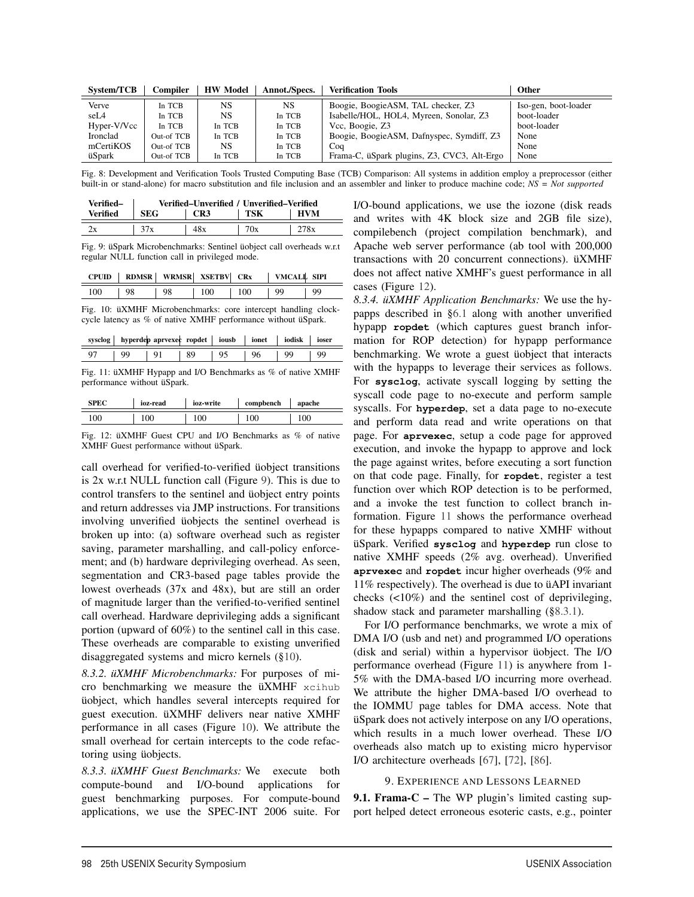| System/TCB | Compiler | HW Model | Annot./Specs. | Verification Tools | Other |
|---|---|---|---|---|---|
| Verve | In TCB | NS | NS | Boogie, BoogieASM, TAL checker, Z3 | Iso-gen, boot-loader |
| seL4 | In TCB | NS | In TCB | Isabelle/HOL, HOL4, Myreen, Sonolar, Z3 | boot-loader |
| Hyper-V/Vcc | In TCB | In TCB | In TCB | Vcc, Boogie, Z3 | boot-loader |
| Ironclad | Out-of TCB | In TCB | In TCB | Boogie, BoogieASM, Dafnyspec, Symdiff, Z3 | None |
| mCertiKOS | Out-of TCB | NS | In TCB | Coq | None |
| üSpark | Out-of TCB | In TCB | In TCB | Frama-C, üSpark plugins, Z3, CVC3, Alt-Ergo | None |

Fig. 8: Development and Verification Tools Trusted Computing Base (TCB) Comparison: All systems in addition employ a preprocessor (either built-in or stand-alone) for macro substitution and file inclusion and an assembler and linker to produce machine code; *NS = Not supported*

| Verified–Verified | Verified–Unverified / Unverified–Verified | | | |
|---|---|---|---|---|
| | SEG | CR3 | TSK | HVM |
| 2x | 37x | 48x | 70x | 278x |

Fig. 9: üSpark Microbenchmarks: Sentinel üobject call overheads w.r.t regular NULL function call in privileged mode.

| CPUID | RDMSR | WRMSR | XSETBV | CRx | VMCALL | SIPI |
|---|---|---|---|---|---|---|
| 100 | 98 | 98 | 100 | 100 | 99 | 99 |

Fig. 10: üXMHF Microbenchmarks: core intercept handling clock-cycle latency as % of native XMHF performance without üSpark.

| sysclog | hyperdep | aprvexec | ropdet | iousb | ionet | iodisk | ioser |
|---|---|---|---|---|---|---|---|
| 97 | 99 | 91 | 89 | 95 | 96 | 99 | 99 |

Fig. 11: üXMHF Hypapp and I/O Benchmarks as % of native XMHF performance without üSpark.

| SPEC | ioz-read | ioz-write | compbench | apache |
|---|---|---|---|---|
| 100 | 100 | 100 | 100 | 100 |

Fig. 12: üXMHF Guest CPU and I/O Benchmarks as % of native XMHF Guest performance without üSpark.

call overhead for verified-to-verified üobject transitions is 2x w.r.t NULL function call (Figure 9). This is due to control transfers to the sentinel and üobject entry points and return addresses via JMP instructions. For transitions involving unverified üobjects the sentinel overhead is broken up into: (a) software overhead such as register saving, parameter marshalling, and call-policy enforcement; and (b) hardware deprivileging overhead. As seen, segmentation and CR3-based page tables provide the lowest overheads (37x and 48x), but are still an order of magnitude larger than the verified-to-verified sentinel call overhead. Hardware deprivileging adds a significant portion (upward of 60%) to the sentinel call in this case. These overheads are comparable to existing unverified disaggregated systems and micro kernels (§10).

*8.3.2. üXMHF Microbenchmarks:* For purposes of micro benchmarking we measure the üXMHF `xcihub` üobject, which handles several intercepts required for guest execution. üXMHF delivers near native XMHF performance in all cases (Figure 10). We attribute the small overhead for certain intercepts to the code refactoring using üobjects.

*8.3.3. üXMHF Guest Benchmarks:* We execute both compute-bound and I/O-bound applications for guest benchmarking purposes. For compute-bound applications, we use the SPEC-INT 2006 suite. For I/O-bound applications, we use the iozone (disk reads and writes with 4K block size and 2GB file size), compilebench (project compilation benchmark), and Apache web server performance (ab tool with 200,000 transactions with 20 concurrent connections). üXMHF does not affect native XMHF's guest performance in all cases (Figure 12).

*8.3.4. üXMHF Application Benchmarks:* We use the hypapps described in §6.1 along with another unverified hypapp **ropdet** (which captures guest branch information for ROP detection) for hypapp performance benchmarking. We wrote a guest üobject that interacts with the hypapps to leverage their services as follows. For **sysclog**, activate syscall logging by setting the syscall code page to no-execute and perform sample syscalls. For **hyperdep**, set a data page to no-execute and perform data read and write operations on that page. For **aprvexec**, setup a code page for approved execution, and invoke the hypapp to approve and lock the page against writes, before executing a sort function on that code page. Finally, for **ropdet**, register a test function over which ROP detection is to be performed, and a invoke the test function to collect branch information. Figure 11 shows the performance overhead for these hypapps compared to native XMHF without üSpark. Verified **sysclog** and **hyperdep** run close to native XMHF speeds (2% avg. overhead). Unverified **aprvexec** and **ropdet** incur higher overheads (9% and 11% respectively). The overhead is due to üAPI invariant checks (<10%) and the sentinel cost of deprivileging, shadow stack and parameter marshalling (§8.3.1).

For I/O performance benchmarks, we wrote a mix of DMA I/O (usb and net) and programmed I/O operations (disk and serial) within a hypervisor üobject. The I/O performance overhead (Figure 11) is anywhere from 1-5% with the DMA-based I/O incurring more overhead. We attribute the higher DMA-based I/O overhead to the IOMMU page tables for DMA access. Note that üSpark does not actively interpose on any I/O operations, which results in a much lower overhead. These I/O overheads also match up to existing micro hypervisor I/O architecture overheads [67], [72], [86].

## 9. Experience and Lessons Learned

**9.1. Frama-C –** The WP plugin's limited casting support helped detect erroneous esoteric casts, e.g., pointer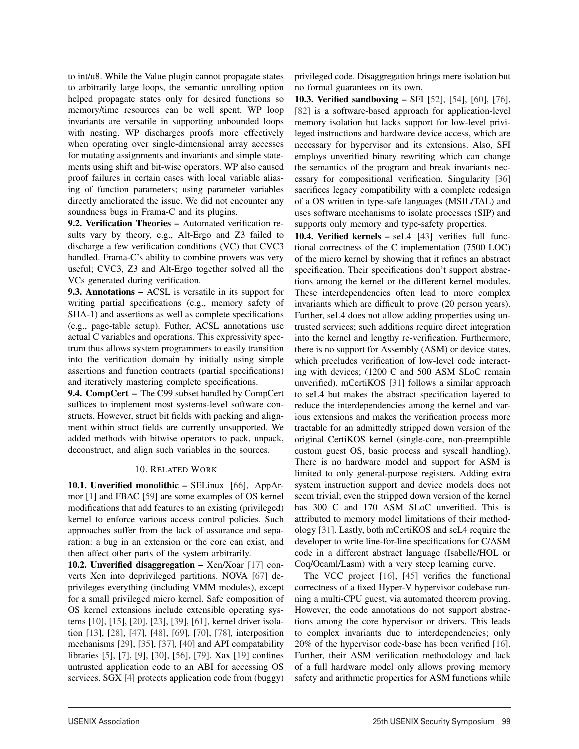to int/u8. While the Value plugin cannot propagate states to arbitrarily large loops, the semantic unrolling option helped propagate states only for desired functions so memory/time resources can be well spent. WP loop invariants are versatile in supporting unbounded loops with nesting. WP discharges proofs more effectively when operating over single-dimensional array accesses for mutating assignments and invariants and simple statements using shift and bit-wise operators. WP also caused proof failures in certain cases with local variable aliasing of function parameters; using parameter variables directly ameliorated the issue. We did not encounter any soundness bugs in Frama-C and its plugins.

**9.2. Verification Theories –** Automated verification results vary by theory, e.g., Alt-Ergo and Z3 failed to discharge a few verification conditions (VC) that CVC3 handled. Frama-C's ability to combine provers was very useful; CVC3, Z3 and Alt-Ergo together solved all the VCs generated during verification.

**9.3. Annotations –** ACSL is versatile in its support for writing partial specifications (e.g., memory safety of SHA-1) and assertions as well as complete specifications (e.g., page-table setup). Futher, ACSL annotations use actual C variables and operations. This expressivity spectrum thus allows system programmers to easily transition into the verification domain by initially using simple assertions and function contracts (partial specifications) and iteratively mastering complete specifications.

**9.4. CompCert –** The C99 subset handled by CompCert suffices to implement most systems-level software constructs. However, struct bit fields with packing and alignment within struct fields are currently unsupported. We added methods with bitwise operators to pack, unpack, deconstruct, and align such variables in the sources.

## 10. Related Work

**10.1. Unverified monolithic –** SELinux [66], AppArmor [1] and FBAC [59] are some examples of OS kernel modifications that add features to an existing (privileged) kernel to enforce various access control policies. Such approaches suffer from the lack of assurance and separation: a bug in an extension or the core can exist, and then affect other parts of the system arbitrarily.

**10.2. Unverified disaggregation –** Xen/Xoar [17] converts Xen into deprivileged partitions. NOVA [67] deprivileges everything (including VMM modules), except for a small privileged micro kernel. Safe composition of OS kernel extensions include extensible operating systems [10], [15], [20], [23], [39], [61], kernel driver isolation [13], [28], [47], [48], [69], [70], [78], interposition mechanisms [29], [35], [37], [40] and API compatability libraries [5], [7], [9], [30], [56], [79]. Xax [19] confines untrusted application code to an ABI for accessing OS services. SGX [4] protects application code from (buggy) privileged code. Disaggregation brings mere isolation but no formal guarantees on its own.

**10.3. Verified sandboxing –** SFI [52], [54], [60], [76], [82] is a software-based approach for application-level memory isolation but lacks support for low-level privileged instructions and hardware device access, which are necessary for hypervisor and its extensions. Also, SFI employs unverified binary rewriting which can change the semantics of the program and break invariants necessary for compositional verification. Singularity [36] sacrifices legacy compatibility with a complete redesign of a OS written in type-safe languages (MSIL/TAL) and uses software mechanisms to isolate processes (SIP) and supports only memory and type-safety properties.

**10.4. Verified kernels –** seL4 [43] verifies full functional correctness of the C implementation (7500 LOC) of the micro kernel by showing that it refines an abstract specification. Their specifications don't support abstractions among the kernel or the different kernel modules. These interdependencies often lead to more complex invariants which are difficult to prove (20 person years). Further, seL4 does not allow adding properties using untrusted services; such additions require direct integration into the kernel and lengthy re-verification. Furthermore, there is no support for Assembly (ASM) or device states, which precludes verification of low-level code interacting with devices; (1200 C and 500 ASM SLoC remain unverified). mCertiKOS [31] follows a similar approach to seL4 but makes the abstract specification layered to reduce the interdependencies among the kernel and various extensions and makes the verification process more tractable for an admittedly stripped down version of the original CertiKOS kernel (single-core, non-preemptible custom guest OS, basic process and syscall handling). There is no hardware model and support for ASM is limited to only general-purpose registers. Adding extra system instruction support and device models does not seem trivial; even the stripped down version of the kernel has 300 C and 170 ASM SLoC unverified. This is attributed to memory model limitations of their methodology [31]. Lastly, both mCertiKOS and seL4 require the developer to write line-for-line specifications for C/ASM code in a different abstract language (Isabelle/HOL or Coq/Ocaml/Lasm) with a very steep learning curve.

The VCC project [16], [45] verifies the functional correctness of a fixed Hyper-V hypervisor codebase running a multi-CPU guest, via automated theorem proving. However, the code annotations do not support abstractions among the core hypervisor or drivers. This leads to complex invariants due to interdependencies; only 20% of the hypervisor code-base has been verified [16]. Further, their ASM verification methodology and lack of a full hardware model only allows proving memory safety and arithmetic properties for ASM functions while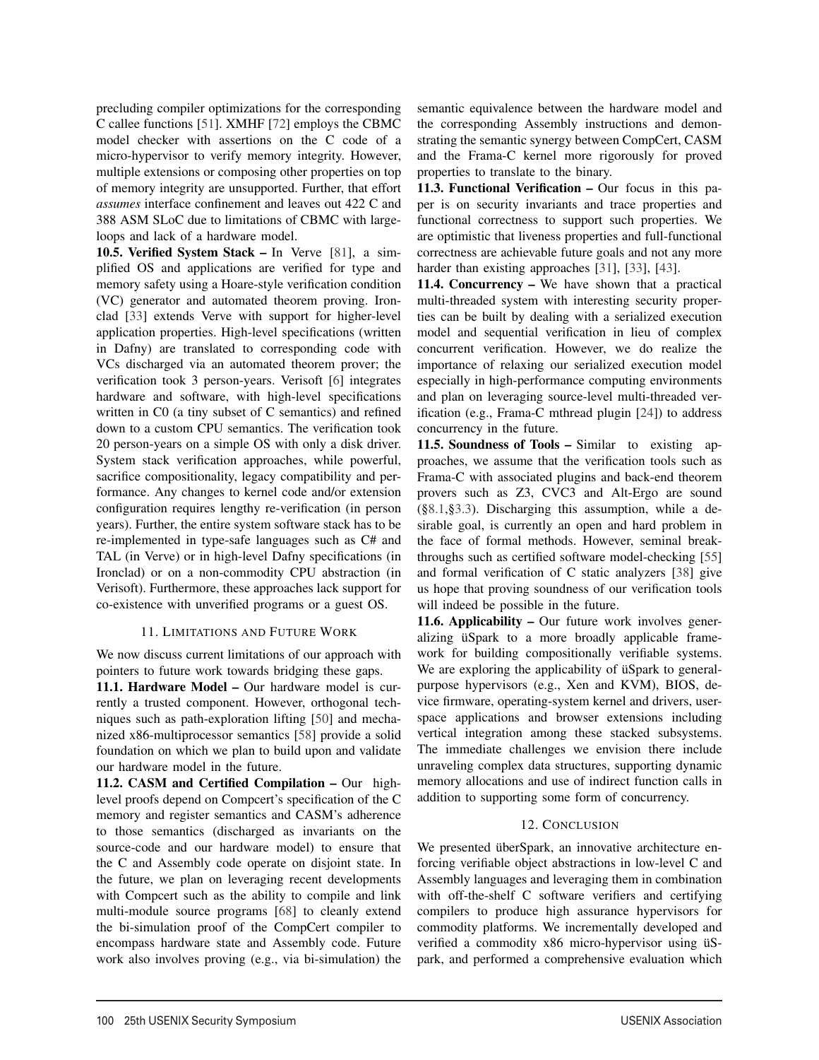precluding compiler optimizations for the corresponding C callee functions [51]. XMHF [72] employs the CBMC model checker with assertions on the C code of a micro-hypervisor to verify memory integrity. However, multiple extensions or composing other properties on top of memory integrity are unsupported. Further, that effort *assumes* interface confinement and leaves out 422 C and 388 ASM SLoC due to limitations of CBMC with large-loops and lack of a hardware model.

**10.5. Verified System Stack –** In Verve [81], a simplified OS and applications are verified for type and memory safety using a Hoare-style verification condition (VC) generator and automated theorem proving. Ironclad [33] extends Verve with support for higher-level application properties. High-level specifications (written in Dafny) are translated to corresponding code with VCs discharged via an automated theorem prover; the verification took 3 person-years. Verisoft [6] integrates hardware and software, with high-level specifications written in C0 (a tiny subset of C semantics) and refined down to a custom CPU semantics. The verification took 20 person-years on a simple OS with only a disk driver. System stack verification approaches, while powerful, sacrifice compositionality, legacy compatibility and performance. Any changes to kernel code and/or extension configuration requires lengthy re-verification (in person years). Further, the entire system software stack has to be re-implemented in type-safe languages such as C# and TAL (in Verve) or in high-level Dafny specifications (in Ironclad) or on a non-commodity CPU abstraction (in Verisoft). Furthermore, these approaches lack support for co-existence with unverified programs or a guest OS.

## 11. Limitations and Future Work

We now discuss current limitations of our approach with pointers to future work towards bridging these gaps.

**11.1. Hardware Model –** Our hardware model is currently a trusted component. However, orthogonal techniques such as path-exploration lifting [50] and mechanized x86-multiprocessor semantics [58] provide a solid foundation on which we plan to build upon and validate our hardware model in the future.

**11.2. CASM and Certified Compilation –** Our high-level proofs depend on Compcert's specification of the C memory and register semantics and CASM's adherence to those semantics (discharged as invariants on the source-code and our hardware model) to ensure that the C and Assembly code operate on disjoint state. In the future, we plan on leveraging recent developments with Compcert such as the ability to compile and link multi-module source programs [68] to cleanly extend the bi-simulation proof of the CompCert compiler to encompass hardware state and Assembly code. Future work also involves proving (e.g., via bi-simulation) the semantic equivalence between the hardware model and the corresponding Assembly instructions and demonstrating the semantic synergy between CompCert, CASM and the Frama-C kernel more rigorously for proved properties to translate to the binary.

**11.3. Functional Verification –** Our focus in this paper is on security invariants and trace properties and functional correctness to support such properties. We are optimistic that liveness properties and full-functional correctness are achievable future goals and not any more harder than existing approaches [31], [33], [43].

**11.4. Concurrency –** We have shown that a practical multi-threaded system with interesting security properties can be built by dealing with a serialized execution model and sequential verification in lieu of complex concurrent verification. However, we do realize the importance of relaxing our serialized execution model especially in high-performance computing environments and plan on leveraging source-level multi-threaded verification (e.g., Frama-C mthread plugin [24]) to address concurrency in the future.

**11.5. Soundness of Tools –** Similar to existing approaches, we assume that the verification tools such as Frama-C with associated plugins and back-end theorem provers such as Z3, CVC3 and Alt-Ergo are sound (§8.1,§3.3). Discharging this assumption, while a desirable goal, is currently an open and hard problem in the face of formal methods. However, seminal breakthroughs such as certified software model-checking [55] and formal verification of C static analyzers [38] give us hope that proving soundness of our verification tools will indeed be possible in the future.

**11.6. Applicability –** Our future work involves generalizing üSpark to a more broadly applicable framework for building compositionally verifiable systems. We are exploring the applicability of üSpark to general-purpose hypervisors (e.g., Xen and KVM), BIOS, device firmware, operating-system kernel and drivers, user-space applications and browser extensions including vertical integration among these stacked subsystems. The immediate challenges we envision there include unraveling complex data structures, supporting dynamic memory allocations and use of indirect function calls in addition to supporting some form of concurrency.

## 12. Conclusion

We presented überSpark, an innovative architecture enforcing verifiable object abstractions in low-level C and Assembly languages and leveraging them in combination with off-the-shelf C software verifiers and certifying compilers to produce high assurance hypervisors for commodity platforms. We incrementally developed and verified a commodity x86 micro-hypervisor using üSpark, and performed a comprehensive evaluation which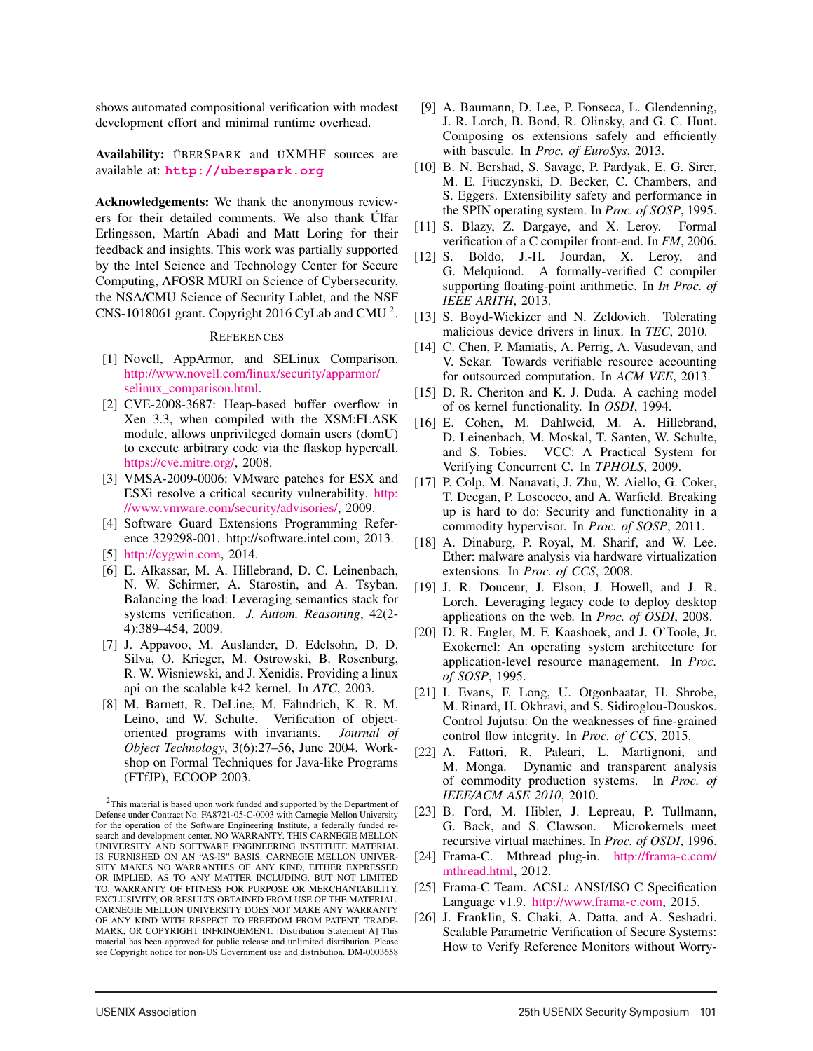shows automated compositional verification with modest development effort and minimal runtime overhead.

**Availability:** ÜBERSPARK and ÜXMHF sources are available at: **http://uberspark.org**

**Acknowledgements:** We thank the anonymous reviewers for their detailed comments. We also thank Úlfar Erlingsson, Martín Abadi and Matt Loring for their feedback and insights. This work was partially supported by the Intel Science and Technology Center for Secure Computing, AFOSR MURI on Science of Cybersecurity, the NSA/CMU Science of Security Lablet, and the NSF CNS-1018061 grant. Copyright 2016 CyLab and CMU [2].

## REFERENCES

[1] Novell, AppArmor, and SELinux Comparison. http://www.novell.com/linux/security/apparmor/selinux_comparison.html.

[2] CVE-2008-3687: Heap-based buffer overflow in Xen 3.3, when compiled with the XSM:FLASK module, allows unprivileged domain users (domU) to execute arbitrary code via the flaskop hypercall. https://cve.mitre.org/, 2008.

[3] VMSA-2009-0006: VMware patches for ESX and ESXi resolve a critical security vulnerability. http://www.vmware.com/security/advisories/, 2009.

[4] Software Guard Extensions Programming Reference 329298-001. http://software.intel.com, 2013.

[5] http://cygwin.com, 2014.

[6] E. Alkassar, M. A. Hillebrand, D. C. Leinenbach, N. W. Schirmer, A. Starostin, and A. Tsyban. Balancing the load: Leveraging semantics stack for systems verification. *J. Autom. Reasoning*, 42(2-4):389–454, 2009.

[7] J. Appavoo, M. Auslander, D. Edelsohn, D. D. Silva, O. Krieger, M. Ostrowski, B. Rosenburg, R. W. Wisniewski, and J. Xenidis. Providing a linux api on the scalable k42 kernel. In *ATC*, 2003.

[8] M. Barnett, R. DeLine, M. Fähndrich, K. R. M. Leino, and W. Schulte. Verification of object-oriented programs with invariants. *Journal of Object Technology*, 3(6):27–56, June 2004. Workshop on Formal Techniques for Java-like Programs (FTfJP), ECOOP 2003.

[9] A. Baumann, D. Lee, P. Fonseca, L. Glendenning, J. R. Lorch, B. Bond, R. Olinsky, and G. C. Hunt. Composing os extensions safely and efficiently with bascule. In *Proc. of EuroSys*, 2013.

[10] B. N. Bershad, S. Savage, P. Pardyak, E. G. Sirer, M. E. Fiuczynski, D. Becker, C. Chambers, and S. Eggers. Extensibility safety and performance in the SPIN operating system. In *Proc. of SOSP*, 1995.

[11] S. Blazy, Z. Dargaye, and X. Leroy. Formal verification of a C compiler front-end. In *FM*, 2006.

[12] S. Boldo, J.-H. Jourdan, X. Leroy, and G. Melquiond. A formally-verified C compiler supporting floating-point arithmetic. In *In Proc. of IEEE ARITH*, 2013.

[13] S. Boyd-Wickizer and N. Zeldovich. Tolerating malicious device drivers in linux. In *TEC*, 2010.

[14] C. Chen, P. Maniatis, A. Perrig, A. Vasudevan, and V. Sekar. Towards verifiable resource accounting for outsourced computation. In *ACM VEE*, 2013.

[15] D. R. Cheriton and K. J. Duda. A caching model of os kernel functionality. In *OSDI*, 1994.

[16] E. Cohen, M. Dahlweid, M. A. Hillebrand, D. Leinenbach, M. Moskal, T. Santen, W. Schulte, and S. Tobies. VCC: A Practical System for Verifying Concurrent C. In *TPHOLS*, 2009.

[17] P. Colp, M. Nanavati, J. Zhu, W. Aiello, G. Coker, T. Deegan, P. Loscocco, and A. Warfield. Breaking up is hard to do: Security and functionality in a commodity hypervisor. In *Proc. of SOSP*, 2011.

[18] A. Dinaburg, P. Royal, M. Sharif, and W. Lee. Ether: malware analysis via hardware virtualization extensions. In *Proc. of CCS*, 2008.

[19] J. R. Douceur, J. Elson, J. Howell, and J. R. Lorch. Leveraging legacy code to deploy desktop applications on the web. In *Proc. of OSDI*, 2008.

[20] D. R. Engler, M. F. Kaashoek, and J. O'Toole, Jr. Exokernel: An operating system architecture for application-level resource management. In *Proc. of SOSP*, 1995.

[21] I. Evans, F. Long, U. Otgonbaatar, H. Shrobe, M. Rinard, H. Okhravi, and S. Sidiroglou-Douskos. Control Jujutsu: On the weaknesses of fine-grained control flow integrity. In *Proc. of CCS*, 2015.

[22] A. Fattori, R. Paleari, L. Martignoni, and M. Monga. Dynamic and transparent analysis of commodity production systems. In *Proc. of IEEE/ACM ASE 2010*, 2010.

[23] B. Ford, M. Hibler, J. Lepreau, P. Tullmann, G. Back, and S. Clawson. Microkernels meet recursive virtual machines. In *Proc. of OSDI*, 1996.

[24] Frama-C. Mthread plug-in. http://frama-c.com/mthread.html, 2012.

[25] Frama-C Team. ACSL: ANSI/ISO C Specification Language v1.9. http://www.frama-c.com, 2015.

[26] J. Franklin, S. Chaki, A. Datta, and A. Seshadri. Scalable Parametric Verification of Secure Systems: How to Verify Reference Monitors without Worry-

[2] This material is based upon work funded and supported by the Department of Defense under Contract No. FA8721-05-C-0003 with Carnegie Mellon University for the operation of the Software Engineering Institute, a federally funded research and development center. NO WARRANTY. THIS CARNEGIE MELLON UNIVERSITY AND SOFTWARE ENGINEERING INSTITUTE MATERIAL IS FURNISHED ON AN "AS-IS" BASIS. CARNEGIE MELLON UNIVERSITY MAKES NO WARRANTIES OF ANY KIND, EITHER EXPRESSED OR IMPLIED, AS TO ANY MATTER INCLUDING, BUT NOT LIMITED TO, WARRANTY OF FITNESS FOR PURPOSE OR MERCHANTABILITY, EXCLUSIVITY, OR RESULTS OBTAINED FROM USE OF THE MATERIAL. CARNEGIE MELLON UNIVERSITY DOES NOT MAKE ANY WARRANTY OF ANY KIND WITH RESPECT TO FREEDOM FROM PATENT, TRADEMARK, OR COPYRIGHT INFRINGEMENT. [Distribution Statement A] This material has been approved for public release and unlimited distribution. Please see Copyright notice for non-US Government use and distribution. DM-0003658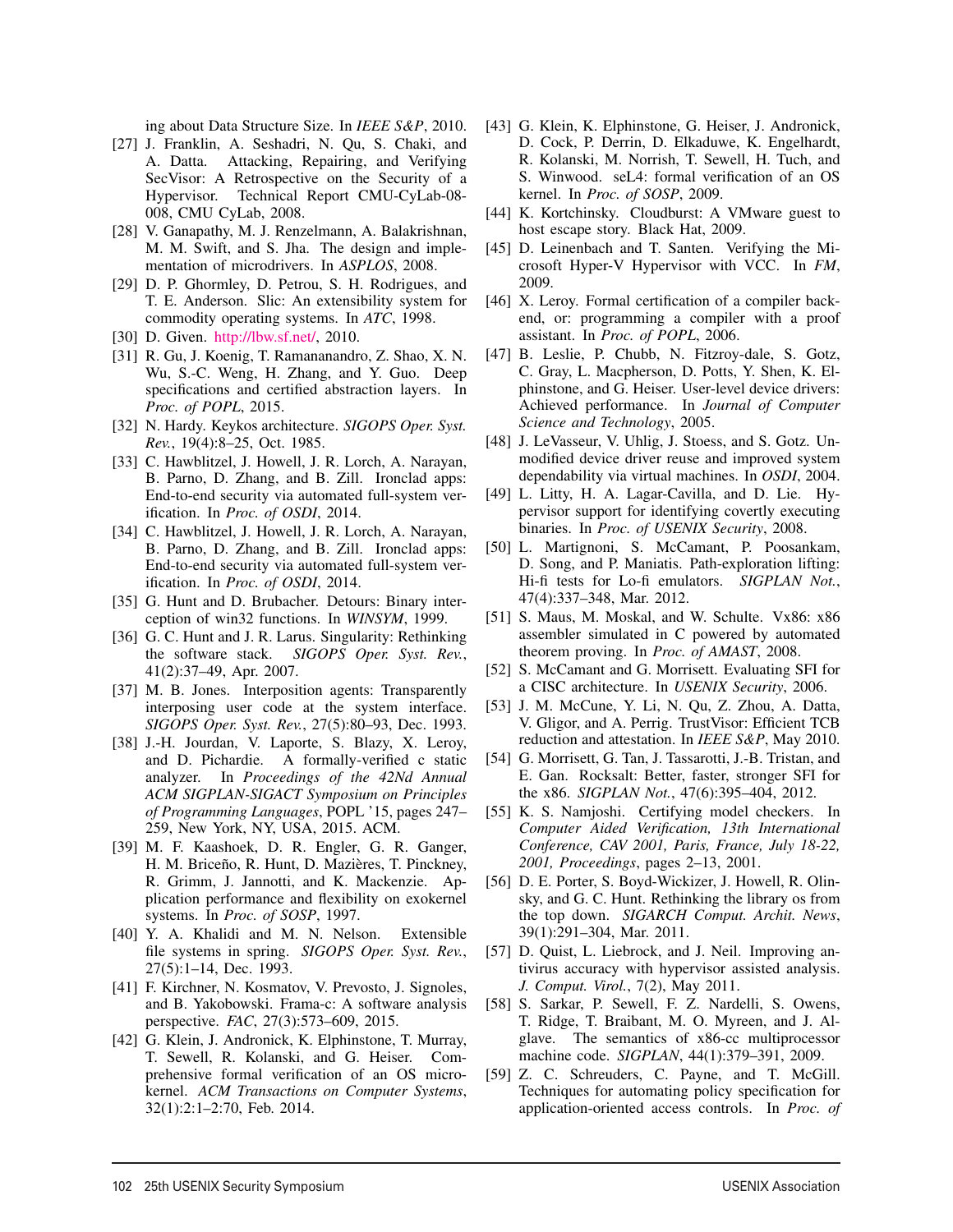ing about Data Structure Size. In *IEEE S&P*, 2010.

[27] J. Franklin, A. Seshadri, N. Qu, S. Chaki, and A. Datta. Attacking, Repairing, and Verifying SecVisor: A Retrospective on the Security of a Hypervisor. Technical Report CMU-CyLab-08-008, CMU CyLab, 2008.

[28] V. Ganapathy, M. J. Renzelmann, A. Balakrishnan, M. M. Swift, and S. Jha. The design and implementation of microdrivers. In *ASPLOS*, 2008.

[29] D. P. Ghormley, D. Petrou, S. H. Rodrigues, and T. E. Anderson. Slic: An extensibility system for commodity operating systems. In *ATC*, 1998.

[30] D. Given. http://lbw.sf.net/, 2010.

[31] R. Gu, J. Koenig, T. Ramananandro, Z. Shao, X. N. Wu, S.-C. Weng, H. Zhang, and Y. Guo. Deep specifications and certified abstraction layers. In *Proc. of POPL*, 2015.

[32] N. Hardy. Keykos architecture. *SIGOPS Oper. Syst. Rev.*, 19(4):8–25, Oct. 1985.

[33] C. Hawblitzel, J. Howell, J. R. Lorch, A. Narayan, B. Parno, D. Zhang, and B. Zill. Ironclad apps: End-to-end security via automated full-system verification. In *Proc. of OSDI*, 2014.

[34] C. Hawblitzel, J. Howell, J. R. Lorch, A. Narayan, B. Parno, D. Zhang, and B. Zill. Ironclad apps: End-to-end security via automated full-system verification. In *Proc. of OSDI*, 2014.

[35] G. Hunt and D. Brubacher. Detours: Binary interception of win32 functions. In *WINSYM*, 1999.

[36] G. C. Hunt and J. R. Larus. Singularity: Rethinking the software stack. *SIGOPS Oper. Syst. Rev.*, 41(2):37–49, Apr. 2007.

[37] M. B. Jones. Interposition agents: Transparently interposing user code at the system interface. *SIGOPS Oper. Syst. Rev.*, 27(5):80–93, Dec. 1993.

[38] J.-H. Jourdan, V. Laporte, S. Blazy, X. Leroy, and D. Pichardie. A formally-verified c static analyzer. In *Proceedings of the 42Nd Annual ACM SIGPLAN-SIGACT Symposium on Principles of Programming Languages*, POPL '15, pages 247–259, New York, NY, USA, 2015. ACM.

[39] M. F. Kaashoek, D. R. Engler, G. R. Ganger, H. M. Briceño, R. Hunt, D. Mazières, T. Pinckney, R. Grimm, J. Jannotti, and K. Mackenzie. Application performance and flexibility on exokernel systems. In *Proc. of SOSP*, 1997.

[40] Y. A. Khalidi and M. N. Nelson. Extensible file systems in spring. *SIGOPS Oper. Syst. Rev.*, 27(5):1–14, Dec. 1993.

[41] F. Kirchner, N. Kosmatov, V. Prevosto, J. Signoles, and B. Yakobowski. Frama-c: A software analysis perspective. *FAC*, 27(3):573–609, 2015.

[42] G. Klein, J. Andronick, K. Elphinstone, T. Murray, T. Sewell, R. Kolanski, and G. Heiser. Comprehensive formal verification of an OS microkernel. *ACM Transactions on Computer Systems*, 32(1):2:1–2:70, Feb. 2014.

[43] G. Klein, K. Elphinstone, G. Heiser, J. Andronick, D. Cock, P. Derrin, D. Elkaduwe, K. Engelhardt, R. Kolanski, M. Norrish, T. Sewell, H. Tuch, and S. Winwood. seL4: formal verification of an OS kernel. In *Proc. of SOSP*, 2009.

[44] K. Kortchinsky. Cloudburst: A VMware guest to host escape story. Black Hat, 2009.

[45] D. Leinenbach and T. Santen. Verifying the Microsoft Hyper-V Hypervisor with VCC. In *FM*, 2009.

[46] X. Leroy. Formal certification of a compiler back-end, or: programming a compiler with a proof assistant. In *Proc. of POPL*, 2006.

[47] B. Leslie, P. Chubb, N. Fitzroy-dale, S. Gotz, C. Gray, L. Macpherson, D. Potts, Y. Shen, K. Elphinstone, and G. Heiser. User-level device drivers: Achieved performance. In *Journal of Computer Science and Technology*, 2005.

[48] J. LeVasseur, V. Uhlig, J. Stoess, and S. Gotz. Unmodified device driver reuse and improved system dependability via virtual machines. In *OSDI*, 2004.

[49] L. Litty, H. A. Lagar-Cavilla, and D. Lie. Hypervisor support for identifying covertly executing binaries. In *Proc. of USENIX Security*, 2008.

[50] L. Martignoni, S. McCamant, P. Poosankam, D. Song, and P. Maniatis. Path-exploration lifting: Hi-fi tests for Lo-fi emulators. *SIGPLAN Not.*, 47(4):337–348, Mar. 2012.

[51] S. Maus, M. Moskal, and W. Schulte. Vx86: x86 assembler simulated in C powered by automated theorem proving. In *Proc. of AMAST*, 2008.

[52] S. McCamant and G. Morrisett. Evaluating SFI for a CISC architecture. In *USENIX Security*, 2006.

[53] J. M. McCune, Y. Li, N. Qu, Z. Zhou, A. Datta, V. Gligor, and A. Perrig. TrustVisor: Efficient TCB reduction and attestation. In *IEEE S&P*, May 2010.

[54] G. Morrisett, G. Tan, J. Tassarotti, J.-B. Tristan, and E. Gan. Rocksalt: Better, faster, stronger SFI for the x86. *SIGPLAN Not.*, 47(6):395–404, 2012.

[55] K. S. Namjoshi. Certifying model checkers. In *Computer Aided Verification, 13th International Conference, CAV 2001, Paris, France, July 18-22, 2001, Proceedings*, pages 2–13, 2001.

[56] D. E. Porter, S. Boyd-Wickizer, J. Howell, R. Olinsky, and G. C. Hunt. Rethinking the library os from the top down. *SIGARCH Comput. Archit. News*, 39(1):291–304, Mar. 2011.

[57] D. Quist, L. Liebrock, and J. Neil. Improving antivirus accuracy with hypervisor assisted analysis. *J. Comput. Virol.*, 7(2), May 2011.

[58] S. Sarkar, P. Sewell, F. Z. Nardelli, S. Owens, T. Ridge, T. Braibant, M. O. Myreen, and J. Alglave. The semantics of x86-cc multiprocessor machine code. *SIGPLAN*, 44(1):379–391, 2009.

[59] Z. C. Schreuders, C. Payne, and T. McGill. Techniques for automating policy specification for application-oriented access controls. In *Proc. of*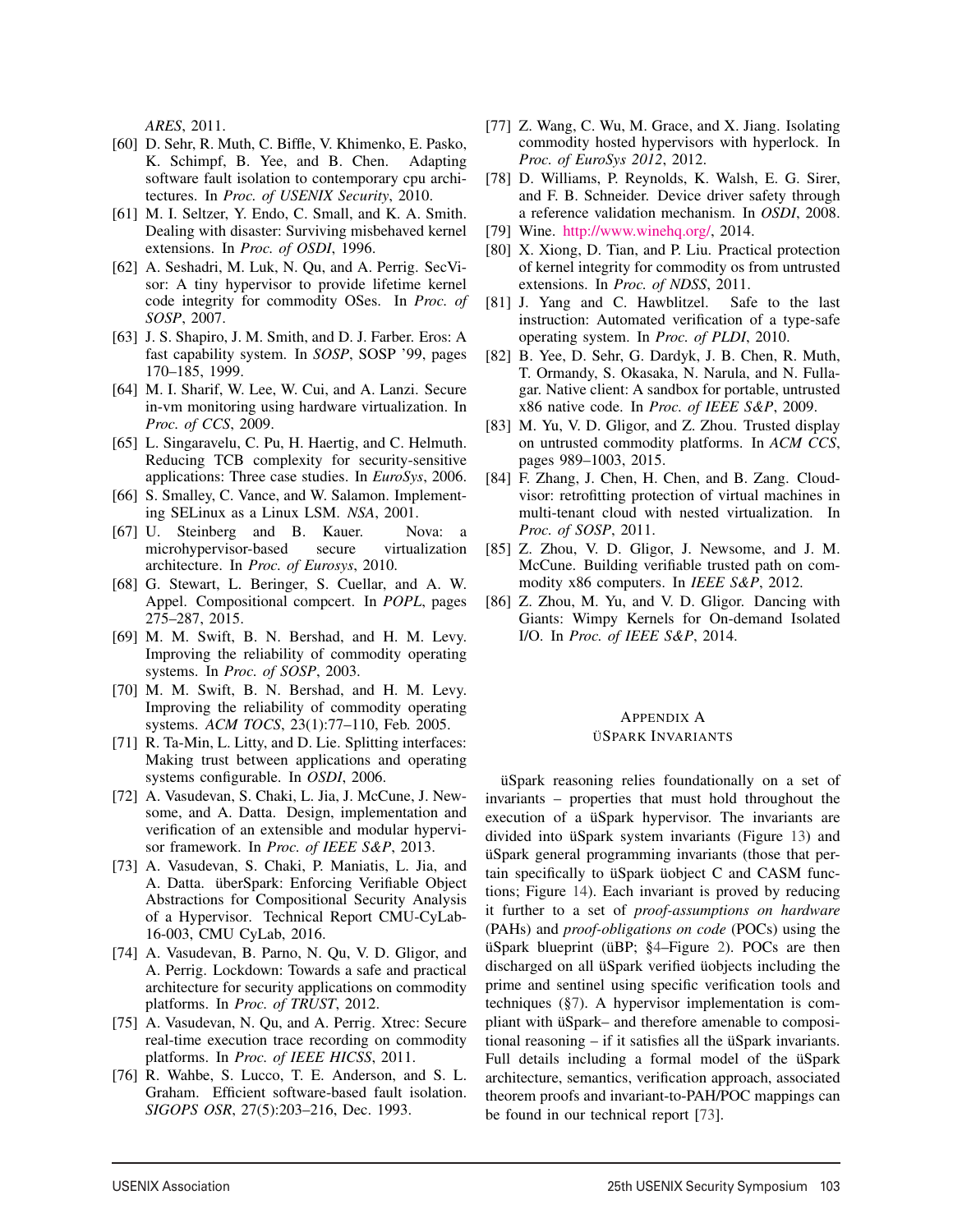ARES, 2011.

[60] D. Sehr, R. Muth, C. Biffle, V. Khimenko, E. Pasko, K. Schimpf, B. Yee, and B. Chen. Adapting software fault isolation to contemporary cpu architectures. In *Proc. of USENIX Security*, 2010.

[61] M. I. Seltzer, Y. Endo, C. Small, and K. A. Smith. Dealing with disaster: Surviving misbehaved kernel extensions. In *Proc. of OSDI*, 1996.

[62] A. Seshadri, M. Luk, N. Qu, and A. Perrig. SecVisor: A tiny hypervisor to provide lifetime kernel code integrity for commodity OSes. In *Proc. of SOSP*, 2007.

[63] J. S. Shapiro, J. M. Smith, and D. J. Farber. Eros: A fast capability system. In *SOSP*, SOSP '99, pages 170–185, 1999.

[64] M. I. Sharif, W. Lee, W. Cui, and A. Lanzi. Secure in-vm monitoring using hardware virtualization. In *Proc. of CCS*, 2009.

[65] L. Singaravelu, C. Pu, H. Haertig, and C. Helmuth. Reducing TCB complexity for security-sensitive applications: Three case studies. In *EuroSys*, 2006.

[66] S. Smalley, C. Vance, and W. Salamon. Implementing SELinux as a Linux LSM. *NSA*, 2001.

[67] U. Steinberg and B. Kauer. Nova: a microhypervisor-based secure virtualization architecture. In *Proc. of Eurosys*, 2010.

[68] G. Stewart, L. Beringer, S. Cuellar, and A. W. Appel. Compositional compcert. In *POPL*, pages 275–287, 2015.

[69] M. M. Swift, B. N. Bershad, and H. M. Levy. Improving the reliability of commodity operating systems. In *Proc. of SOSP*, 2003.

[70] M. M. Swift, B. N. Bershad, and H. M. Levy. Improving the reliability of commodity operating systems. *ACM TOCS*, 23(1):77–110, Feb. 2005.

[71] R. Ta-Min, L. Litty, and D. Lie. Splitting interfaces: Making trust between applications and operating systems configurable. In *OSDI*, 2006.

[72] A. Vasudevan, S. Chaki, L. Jia, J. McCune, J. Newsome, and A. Datta. Design, implementation and verification of an extensible and modular hypervisor framework. In *Proc. of IEEE S&P*, 2013.

[73] A. Vasudevan, S. Chaki, P. Maniatis, L. Jia, and A. Datta. überSpark: Enforcing Verifiable Object Abstractions for Compositional Security Analysis of a Hypervisor. Technical Report CMU-CyLab-16-003, CMU CyLab, 2016.

[74] A. Vasudevan, B. Parno, N. Qu, V. D. Gligor, and A. Perrig. Lockdown: Towards a safe and practical architecture for security applications on commodity platforms. In *Proc. of TRUST*, 2012.

[75] A. Vasudevan, N. Qu, and A. Perrig. Xtrec: Secure real-time execution trace recording on commodity platforms. In *Proc. of IEEE HICSS*, 2011.

[76] R. Wahbe, S. Lucco, T. E. Anderson, and S. L. Graham. Efficient software-based fault isolation. *SIGOPS OSR*, 27(5):203–216, Dec. 1993.

[77] Z. Wang, C. Wu, M. Grace, and X. Jiang. Isolating commodity hosted hypervisors with hyperlock. In *Proc. of EuroSys 2012*, 2012.

[78] D. Williams, P. Reynolds, K. Walsh, E. G. Sirer, and F. B. Schneider. Device driver safety through a reference validation mechanism. In *OSDI*, 2008.

[79] Wine. http://www.winehq.org/, 2014.

[80] X. Xiong, D. Tian, and P. Liu. Practical protection of kernel integrity for commodity os from untrusted extensions. In *Proc. of NDSS*, 2011.

[81] J. Yang and C. Hawblitzel. Safe to the last instruction: Automated verification of a type-safe operating system. In *Proc. of PLDI*, 2010.

[82] B. Yee, D. Sehr, G. Dardyk, J. B. Chen, R. Muth, T. Ormandy, S. Okasaka, N. Narula, and N. Fullagar. Native client: A sandbox for portable, untrusted x86 native code. In *Proc. of IEEE S&P*, 2009.

[83] M. Yu, V. D. Gligor, and Z. Zhou. Trusted display on untrusted commodity platforms. In *ACM CCS*, pages 989–1003, 2015.

[84] F. Zhang, J. Chen, H. Chen, and B. Zang. Cloudvisor: retrofitting protection of virtual machines in multi-tenant cloud with nested virtualization. In *Proc. of SOSP*, 2011.

[85] Z. Zhou, V. D. Gligor, J. Newsome, and J. M. McCune. Building verifiable trusted path on commodity x86 computers. In *IEEE S&P*, 2012.

[86] Z. Zhou, M. Yu, and V. D. Gligor. Dancing with Giants: Wimpy Kernels for On-demand Isolated I/O. In *Proc. of IEEE S&P*, 2014.

## Appendix A
## üSpark Invariants

üSpark reasoning relies foundationally on a set of invariants – properties that must hold throughout the execution of a üSpark hypervisor. The invariants are divided into üSpark system invariants (Figure 13) and üSpark general programming invariants (those that pertain specifically to üSpark üobject C and CASM functions; Figure 14). Each invariant is proved by reducing it further to a set of *proof-assumptions on hardware* (PAHs) and *proof-obligations on code* (POCs) using the üSpark blueprint (üBP; §4–Figure 2). POCs are then discharged on all üSpark verified üobjects including the prime and sentinel using specific verification tools and techniques (§7). A hypervisor implementation is compliant with üSpark– and therefore amenable to compositional reasoning – if it satisfies all the üSpark invariants. Full details including a formal model of the üSpark architecture, semantics, verification approach, associated theorem proofs and invariant-to-PAH/POC mappings can be found in our technical report [73].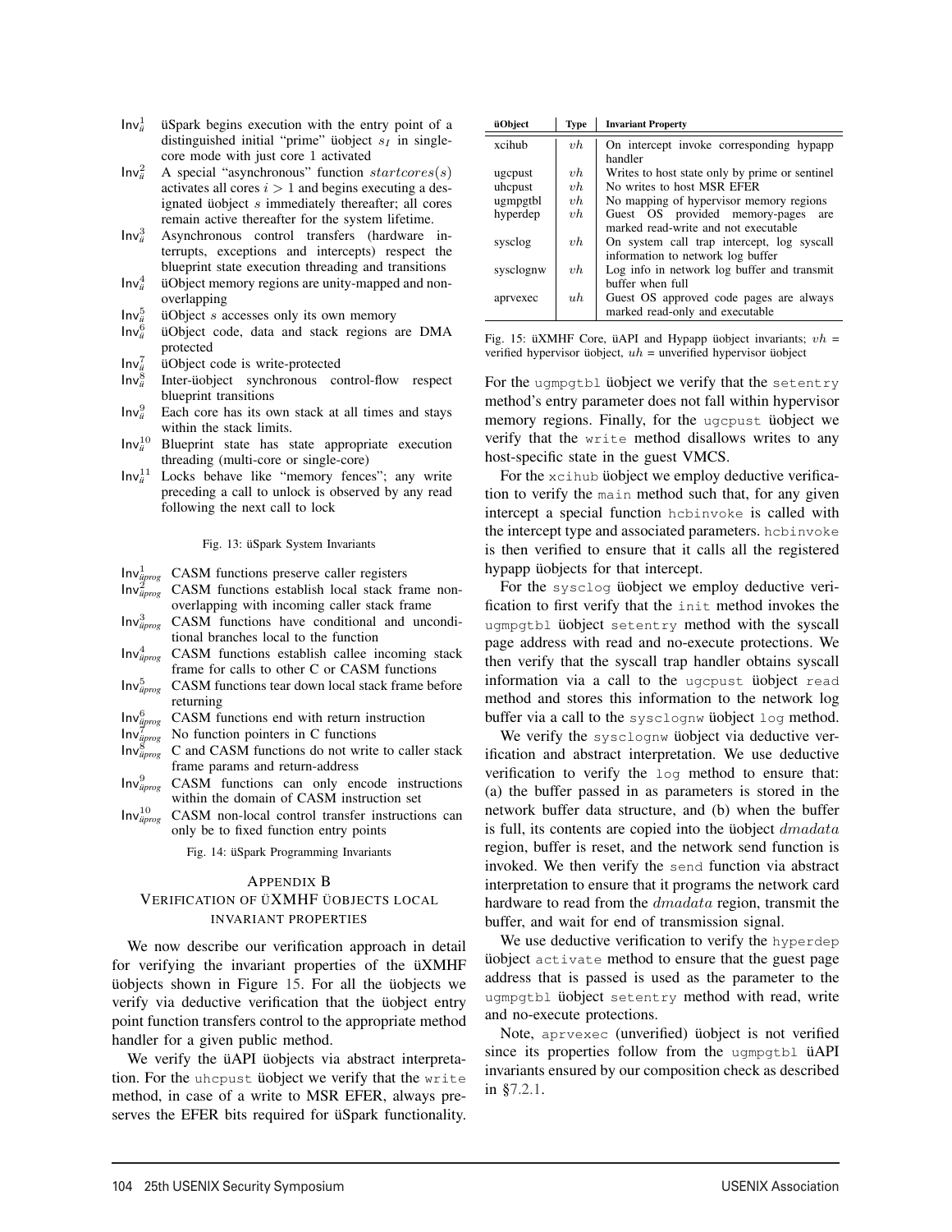| | |
|---|---|
| $\mathsf{Inv}_{ü}^{1}$ | üSpark begins execution with the entry point of a distinguished initial "prime" üobject $s_I$ in single-core mode with just core 1 activated |
| $\mathsf{Inv}_{ü}^{2}$ | A special "asynchronous" function $startcores(s)$ activates all cores $i > 1$ and begins executing a designated üobject $s$ immediately thereafter; all cores remain active thereafter for the system lifetime. |
| $\mathsf{Inv}_{ü}^{3}$ | Asynchronous control transfers (hardware interrupts, exceptions and intercepts) respect the blueprint state execution threading and transitions |
| $\mathsf{Inv}_{ü}^{4}$ | üObject memory regions are unity-mapped and non-overlapping |
| $\mathsf{Inv}_{ü}^{5}$ | üObject $s$ accesses only its own memory |
| $\mathsf{Inv}_{ü}^{6}$ | üObject code, data and stack regions are DMA protected |
| $\mathsf{Inv}_{ü}^{7}$ | üObject code is write-protected |
| $\mathsf{Inv}_{ü}^{8}$ | Inter-üobject synchronous control-flow respect blueprint transitions |
| $\mathsf{Inv}_{ü}^{9}$ | Each core has its own stack at all times and stays within the stack limits. |
| $\mathsf{Inv}_{ü}^{10}$ | Blueprint state has state appropriate execution threading (multi-core or single-core) |
| $\mathsf{Inv}_{ü}^{11}$ | Locks behave like "memory fences"; any write preceding a call to unlock is observed by any read following the next call to lock |

Fig. 13: üSpark System Invariants

| | |
|---|---|
| $\mathsf{Inv}_{üprog}^{1}$ | CASM functions preserve caller registers |
| $\mathsf{Inv}_{üprog}^{2}$ | CASM functions establish local stack frame non-overlapping with incoming caller stack frame |
| $\mathsf{Inv}_{üprog}^{3}$ | CASM functions have conditional and unconditional branches local to the function |
| $\mathsf{Inv}_{üprog}^{4}$ | CASM functions establish callee incoming stack frame for calls to other C or CASM functions |
| $\mathsf{Inv}_{üprog}^{5}$ | CASM functions tear down local stack frame before returning |
| $\mathsf{Inv}_{üprog}^{6}$ | CASM functions end with return instruction |
| $\mathsf{Inv}_{üprog}^{7}$ | No function pointers in C functions |
| $\mathsf{Inv}_{üprog}^{8}$ | C and CASM functions do not write to caller stack frame params and return-address |
| $\mathsf{Inv}_{üprog}^{9}$ | CASM functions can only encode instructions within the domain of CASM instruction set |
| $\mathsf{Inv}_{üprog}^{10}$ | CASM non-local control transfer instructions can only be to fixed function entry points |

Fig. 14: üSpark Programming Invariants

## APPENDIX B
## VERIFICATION OF ÜXMHF ÜOBJECTS LOCAL INVARIANT PROPERTIES

We now describe our verification approach in detail for verifying the invariant properties of the üXMHF üobjects shown in Figure 15. For all the üobjects we verify via deductive verification that the üobject entry point function transfers control to the appropriate method handler for a given public method.

We verify the üAPI üobjects via abstract interpretation. For the `uhcpust` üobject we verify that the `write` method, in case of a write to MSR EFER, always preserves the EFER bits required for üSpark functionality.

| üObject | Type | Invariant Property |
|---|---|---|
| xcihub | $vh$ | On intercept invoke corresponding hypapp handler |
| ugcpust | $vh$ | Writes to host state only by prime or sentinel |
| uhcpust | $vh$ | No writes to host MSR EFER |
| ugmpgtbl | $vh$ | No mapping of hypervisor memory regions |
| hyperdep | $vh$ | Guest OS provided memory-pages are marked read-write and not executable |
| sysclog | $vh$ | On system call trap intercept, log syscall information to network log buffer |
| sysclognw | $vh$ | Log info in network log buffer and transmit buffer when full |
| aprvexec | $uh$ | Guest OS approved code pages are always marked read-only and executable |

Fig. 15: üXMHF Core, üAPI and Hypapp üobject invariants; $vh$ = verified hypervisor üobject, $uh$ = unverified hypervisor üobject

For the `ugmpgtbl` üobject we verify that the `setentry` method's entry parameter does not fall within hypervisor memory regions. Finally, for the `ugcpust` üobject we verify that the `write` method disallows writes to any host-specific state in the guest VMCS.

For the `xcihub` üobject we employ deductive verification to verify the `main` method such that, for any given intercept a special function `hcbinvoke` is called with the intercept type and associated parameters. `hcbinvoke` is then verified to ensure that it calls all the registered hypapp üobjects for that intercept.

For the `sysclog` üobject we employ deductive verification to first verify that the `init` method invokes the `ugmpgtbl` üobject `setentry` method with the syscall page address with read and no-execute protections. We then verify that the syscall trap handler obtains syscall information via a call to the `ugcpust` üobject `read` method and stores this information to the network log buffer via a call to the `sysclognw` üobject `log` method.

We verify the `sysclognw` üobject via deductive verification and abstract interpretation. We use deductive verification to verify the `log` method to ensure that: (a) the buffer passed in as parameters is stored in the network buffer data structure, and (b) when the buffer is full, its contents are copied into the üobject $dmadata$ region, buffer is reset, and the network send function is invoked. We then verify the `send` function via abstract interpretation to ensure that it programs the network card hardware to read from the $dmadata$ region, transmit the buffer, and wait for end of transmission signal.

We use deductive verification to verify the `hyperdep` üobject `activate` method to ensure that the guest page address that is passed is used as the parameter to the `ugmpgtbl` üobject `setentry` method with read, write and no-execute protections.

Note, `aprvexec` (unverified) üobject is not verified since its properties follow from the `ugmpgtbl` üAPI invariants ensured by our composition check as described in §7.2.1.